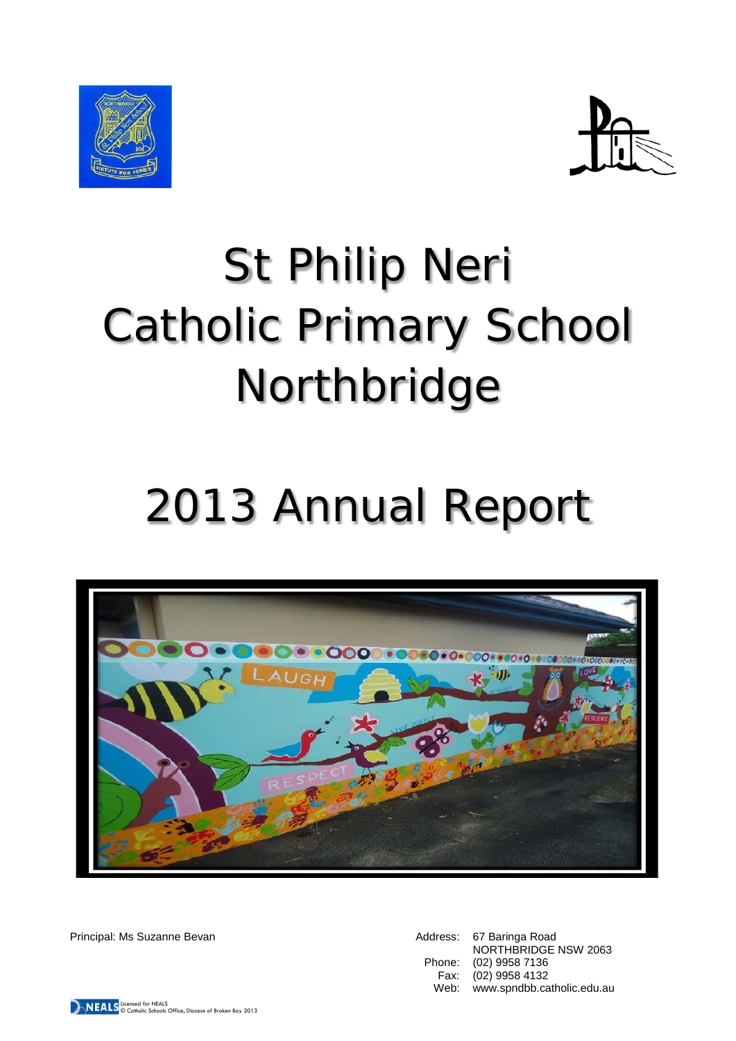# St Philip Neri Catholic Primary School Northbridge

# 2013 Annual Report

Principal: Ms Suzanne Bevan

Address: 67 Baringa Road
NORTHBRIDGE NSW 2063
Phone: (02) 9958 7136
Fax: (02) 9958 4132
Web: www.spndbb.catholic.edu.au

NEALS Licensed for NEALS
© Catholic Schools Office, Diocese of Broken Bay 2013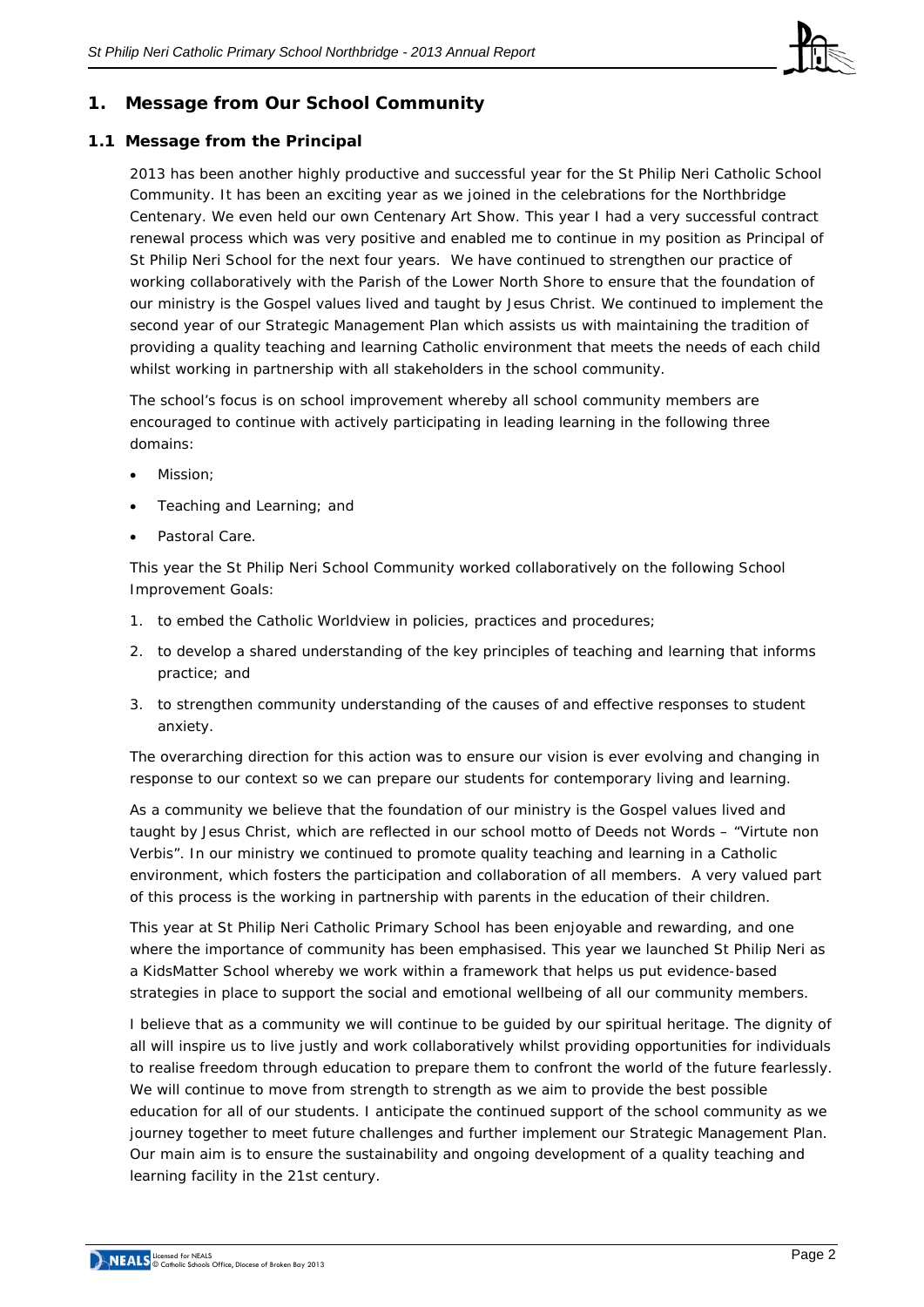## 1. Message from Our School Community

### 1.1 Message from the Principal

2013 has been another highly productive and successful year for the St Philip Neri Catholic School Community. It has been an exciting year as we joined in the celebrations for the Northbridge Centenary. We even held our own Centenary Art Show. This year I had a very successful contract renewal process which was very positive and enabled me to continue in my position as Principal of St Philip Neri School for the next four years. We have continued to strengthen our practice of working collaboratively with the Parish of the Lower North Shore to ensure that the foundation of our ministry is the Gospel values lived and taught by Jesus Christ. We continued to implement the second year of our Strategic Management Plan which assists us with maintaining the tradition of providing a quality teaching and learning Catholic environment that meets the needs of each child whilst working in partnership with all stakeholders in the school community.

The school's focus is on school improvement whereby all school community members are encouraged to continue with actively participating in leading learning in the following three domains:

- Mission;
- Teaching and Learning; and
- Pastoral Care.

This year the St Philip Neri School Community worked collaboratively on the following School Improvement Goals:

1. to embed the Catholic Worldview in policies, practices and procedures;
2. to develop a shared understanding of the key principles of teaching and learning that informs practice; and
3. to strengthen community understanding of the causes of and effective responses to student anxiety.

The overarching direction for this action was to ensure our vision is ever evolving and changing in response to our context so we can prepare our students for contemporary living and learning.

As a community we believe that the foundation of our ministry is the Gospel values lived and taught by Jesus Christ, which are reflected in our school motto of Deeds not Words – "Virtute non Verbis". In our ministry we continued to promote quality teaching and learning in a Catholic environment, which fosters the participation and collaboration of all members. A very valued part of this process is the working in partnership with parents in the education of their children.

This year at St Philip Neri Catholic Primary School has been enjoyable and rewarding, and one where the importance of community has been emphasised. This year we launched St Philip Neri as a KidsMatter School whereby we work within a framework that helps us put evidence-based strategies in place to support the social and emotional wellbeing of all our community members.

I believe that as a community we will continue to be guided by our spiritual heritage. The dignity of all will inspire us to live justly and work collaboratively whilst providing opportunities for individuals to realise freedom through education to prepare them to confront the world of the future fearlessly. We will continue to move from strength to strength as we aim to provide the best possible education for all of our students. I anticipate the continued support of the school community as we journey together to meet future challenges and further implement our Strategic Management Plan. Our main aim is to ensure the sustainability and ongoing development of a quality teaching and learning facility in the 21st century.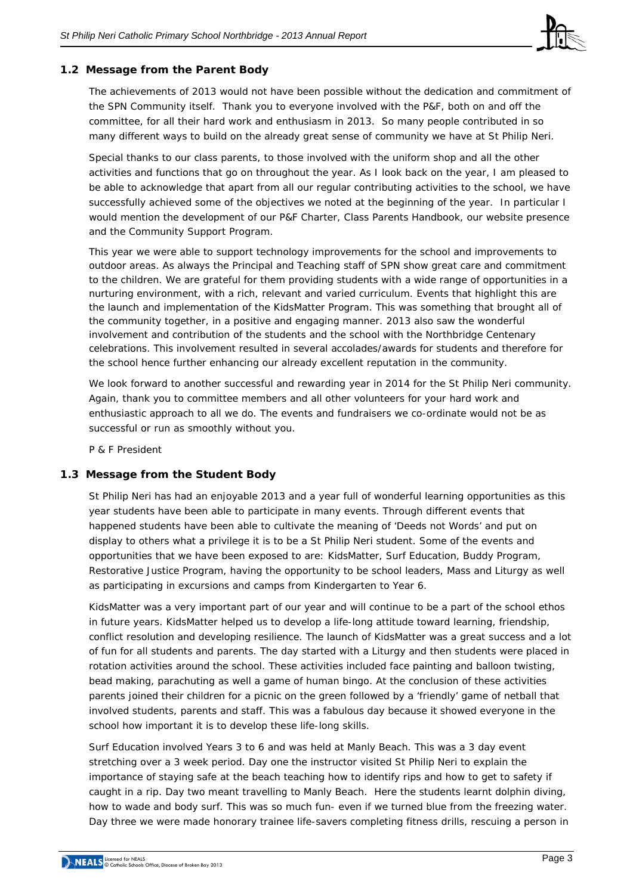## 1.2 Message from the Parent Body

The achievements of 2013 would not have been possible without the dedication and commitment of the SPN Community itself. Thank you to everyone involved with the P&F, both on and off the committee, for all their hard work and enthusiasm in 2013. So many people contributed in so many different ways to build on the already great sense of community we have at St Philip Neri.

Special thanks to our class parents, to those involved with the uniform shop and all the other activities and functions that go on throughout the year. As I look back on the year, I am pleased to be able to acknowledge that apart from all our regular contributing activities to the school, we have successfully achieved some of the objectives we noted at the beginning of the year. In particular I would mention the development of our P&F Charter, Class Parents Handbook, our website presence and the Community Support Program.

This year we were able to support technology improvements for the school and improvements to outdoor areas. As always the Principal and Teaching staff of SPN show great care and commitment to the children. We are grateful for them providing students with a wide range of opportunities in a nurturing environment, with a rich, relevant and varied curriculum. Events that highlight this are the launch and implementation of the KidsMatter Program. This was something that brought all of the community together, in a positive and engaging manner. 2013 also saw the wonderful involvement and contribution of the students and the school with the Northbridge Centenary celebrations. This involvement resulted in several accolades/awards for students and therefore for the school hence further enhancing our already excellent reputation in the community.

We look forward to another successful and rewarding year in 2014 for the St Philip Neri community. Again, thank you to committee members and all other volunteers for your hard work and enthusiastic approach to all we do. The events and fundraisers we co-ordinate would not be as successful or run as smoothly without you.

P & F President

## 1.3 Message from the Student Body

St Philip Neri has had an enjoyable 2013 and a year full of wonderful learning opportunities as this year students have been able to participate in many events. Through different events that happened students have been able to cultivate the meaning of 'Deeds not Words' and put on display to others what a privilege it is to be a St Philip Neri student. Some of the events and opportunities that we have been exposed to are: KidsMatter, Surf Education, Buddy Program, Restorative Justice Program, having the opportunity to be school leaders, Mass and Liturgy as well as participating in excursions and camps from Kindergarten to Year 6.

KidsMatter was a very important part of our year and will continue to be a part of the school ethos in future years. KidsMatter helped us to develop a life-long attitude toward learning, friendship, conflict resolution and developing resilience. The launch of KidsMatter was a great success and a lot of fun for all students and parents. The day started with a Liturgy and then students were placed in rotation activities around the school. These activities included face painting and balloon twisting, bead making, parachuting as well a game of human bingo. At the conclusion of these activities parents joined their children for a picnic on the green followed by a 'friendly' game of netball that involved students, parents and staff. This was a fabulous day because it showed everyone in the school how important it is to develop these life-long skills.

Surf Education involved Years 3 to 6 and was held at Manly Beach. This was a 3 day event stretching over a 3 week period. Day one the instructor visited St Philip Neri to explain the importance of staying safe at the beach teaching how to identify rips and how to get to safety if caught in a rip. Day two meant travelling to Manly Beach. Here the students learnt dolphin diving, how to wade and body surf. This was so much fun- even if we turned blue from the freezing water. Day three we were made honorary trainee life-savers completing fitness drills, rescuing a person in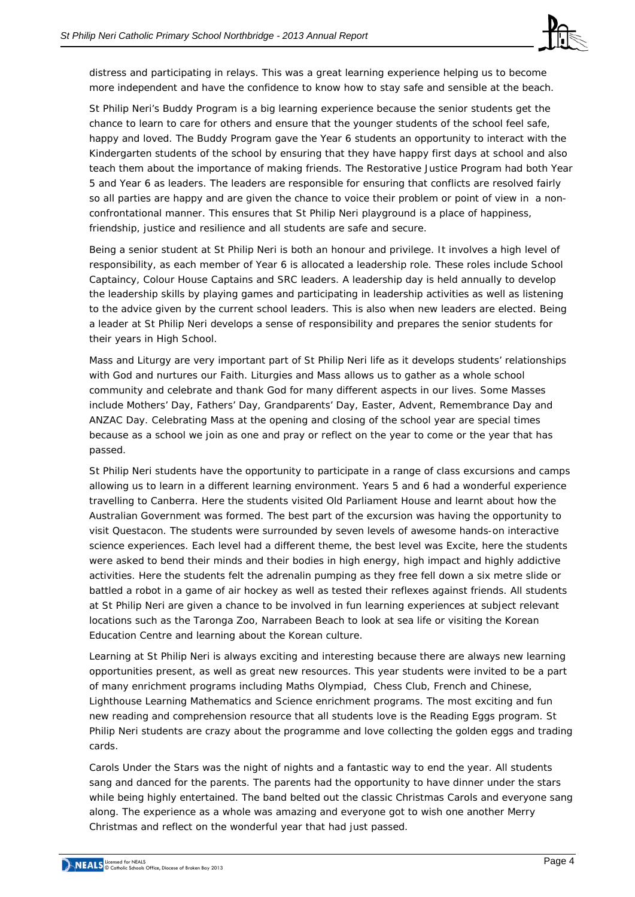distress and participating in relays. This was a great learning experience helping us to become more independent and have the confidence to know how to stay safe and sensible at the beach.

St Philip Neri's Buddy Program is a big learning experience because the senior students get the chance to learn to care for others and ensure that the younger students of the school feel safe, happy and loved. The Buddy Program gave the Year 6 students an opportunity to interact with the Kindergarten students of the school by ensuring that they have happy first days at school and also teach them about the importance of making friends. The Restorative Justice Program had both Year 5 and Year 6 as leaders. The leaders are responsible for ensuring that conflicts are resolved fairly so all parties are happy and are given the chance to voice their problem or point of view in a non-confrontational manner. This ensures that St Philip Neri playground is a place of happiness, friendship, justice and resilience and all students are safe and secure.

Being a senior student at St Philip Neri is both an honour and privilege. It involves a high level of responsibility, as each member of Year 6 is allocated a leadership role. These roles include School Captaincy, Colour House Captains and SRC leaders. A leadership day is held annually to develop the leadership skills by playing games and participating in leadership activities as well as listening to the advice given by the current school leaders. This is also when new leaders are elected. Being a leader at St Philip Neri develops a sense of responsibility and prepares the senior students for their years in High School.

Mass and Liturgy are very important part of St Philip Neri life as it develops students' relationships with God and nurtures our Faith. Liturgies and Mass allows us to gather as a whole school community and celebrate and thank God for many different aspects in our lives. Some Masses include Mothers' Day, Fathers' Day, Grandparents' Day, Easter, Advent, Remembrance Day and ANZAC Day. Celebrating Mass at the opening and closing of the school year are special times because as a school we join as one and pray or reflect on the year to come or the year that has passed.

St Philip Neri students have the opportunity to participate in a range of class excursions and camps allowing us to learn in a different learning environment. Years 5 and 6 had a wonderful experience travelling to Canberra. Here the students visited Old Parliament House and learnt about how the Australian Government was formed. The best part of the excursion was having the opportunity to visit Questacon. The students were surrounded by seven levels of awesome hands-on interactive science experiences. Each level had a different theme, the best level was Excite, here the students were asked to bend their minds and their bodies in high energy, high impact and highly addictive activities. Here the students felt the adrenalin pumping as they free fell down a six metre slide or battled a robot in a game of air hockey as well as tested their reflexes against friends. All students at St Philip Neri are given a chance to be involved in fun learning experiences at subject relevant locations such as the Taronga Zoo, Narrabeen Beach to look at sea life or visiting the Korean Education Centre and learning about the Korean culture.

Learning at St Philip Neri is always exciting and interesting because there are always new learning opportunities present, as well as great new resources. This year students were invited to be a part of many enrichment programs including Maths Olympiad, Chess Club, French and Chinese, Lighthouse Learning Mathematics and Science enrichment programs. The most exciting and fun new reading and comprehension resource that all students love is the Reading Eggs program. St Philip Neri students are crazy about the programme and love collecting the golden eggs and trading cards.

Carols Under the Stars was the night of nights and a fantastic way to end the year. All students sang and danced for the parents. The parents had the opportunity to have dinner under the stars while being highly entertained. The band belted out the classic Christmas Carols and everyone sang along. The experience as a whole was amazing and everyone got to wish one another Merry Christmas and reflect on the wonderful year that had just passed.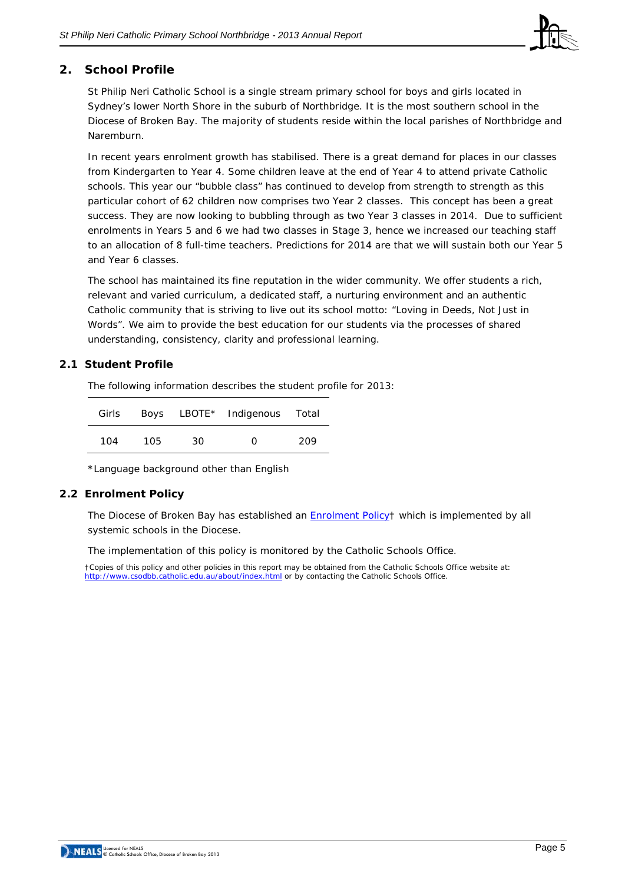## 2. School Profile

St Philip Neri Catholic School is a single stream primary school for boys and girls located in Sydney's lower North Shore in the suburb of Northbridge. It is the most southern school in the Diocese of Broken Bay. The majority of students reside within the local parishes of Northbridge and Naremburn.

In recent years enrolment growth has stabilised. There is a great demand for places in our classes from Kindergarten to Year 4. Some children leave at the end of Year 4 to attend private Catholic schools. This year our "bubble class" has continued to develop from strength to strength as this particular cohort of 62 children now comprises two Year 2 classes. This concept has been a great success. They are now looking to bubbling through as two Year 3 classes in 2014. Due to sufficient enrolments in Years 5 and 6 we had two classes in Stage 3, hence we increased our teaching staff to an allocation of 8 full-time teachers. Predictions for 2014 are that we will sustain both our Year 5 and Year 6 classes.

The school has maintained its fine reputation in the wider community. We offer students a rich, relevant and varied curriculum, a dedicated staff, a nurturing environment and an authentic Catholic community that is striving to live out its school motto: "Loving in Deeds, Not Just in Words". We aim to provide the best education for our students via the processes of shared understanding, consistency, clarity and professional learning.

### 2.1 Student Profile

The following information describes the student profile for 2013:

| Girls | Boys | LBOTE* | Indigenous | Total |
|---|---|---|---|---|
| 104 | 105 | 30 | 0 | 209 |

*Language background other than English

### 2.2 Enrolment Policy

The Diocese of Broken Bay has established an Enrolment Policy† which is implemented by all systemic schools in the Diocese.

The implementation of this policy is monitored by the Catholic Schools Office.

†Copies of this policy and other policies in this report may be obtained from the Catholic Schools Office website at: http://www.csodbb.catholic.edu.au/about/index.html or by contacting the Catholic Schools Office.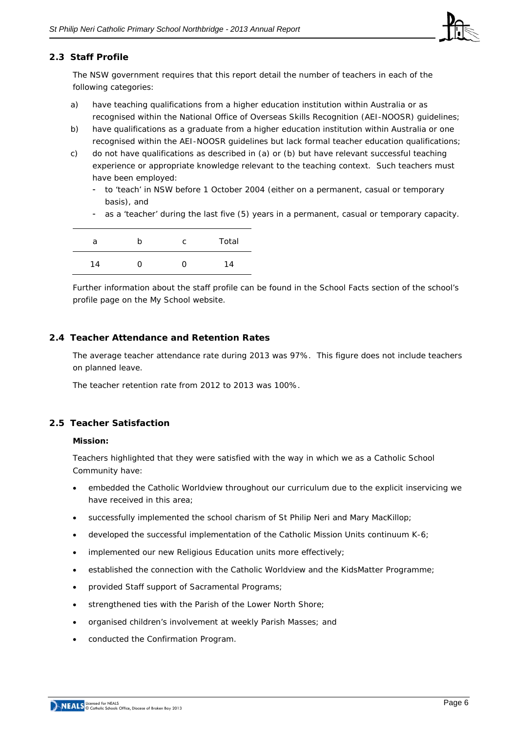## 2.3 Staff Profile

The NSW government requires that this report detail the number of teachers in each of the following categories:

a) have teaching qualifications from a higher education institution within Australia or as recognised within the National Office of Overseas Skills Recognition (AEI-NOOSR) guidelines;

b) have qualifications as a graduate from a higher education institution within Australia or one recognised within the AEI-NOOSR guidelines but lack formal teacher education qualifications;

c) do not have qualifications as described in (a) or (b) but have relevant successful teaching experience or appropriate knowledge relevant to the teaching context. Such teachers must have been employed:
   - to 'teach' in NSW before 1 October 2004 (either on a permanent, casual or temporary basis), and
   - as a 'teacher' during the last five (5) years in a permanent, casual or temporary capacity.

| a | b | c | Total |
|---|---|---|---|
| 14 | 0 | 0 | 14 |

Further information about the staff profile can be found in the School Facts section of the school's profile page on the My School website.

## 2.4 Teacher Attendance and Retention Rates

The average teacher attendance rate during 2013 was 97%. This figure does not include teachers on planned leave.

The teacher retention rate from 2012 to 2013 was 100%.

## 2.5 Teacher Satisfaction

**Mission:**

Teachers highlighted that they were satisfied with the way in which we as a Catholic School Community have:

- embedded the Catholic Worldview throughout our curriculum due to the explicit inservicing we have received in this area;
- successfully implemented the school charism of St Philip Neri and Mary MacKillop;
- developed the successful implementation of the Catholic Mission Units continuum K-6;
- implemented our new Religious Education units more effectively;
- established the connection with the Catholic Worldview and the KidsMatter Programme;
- provided Staff support of Sacramental Programs;
- strengthened ties with the Parish of the Lower North Shore;
- organised children's involvement at weekly Parish Masses; and
- conducted the Confirmation Program.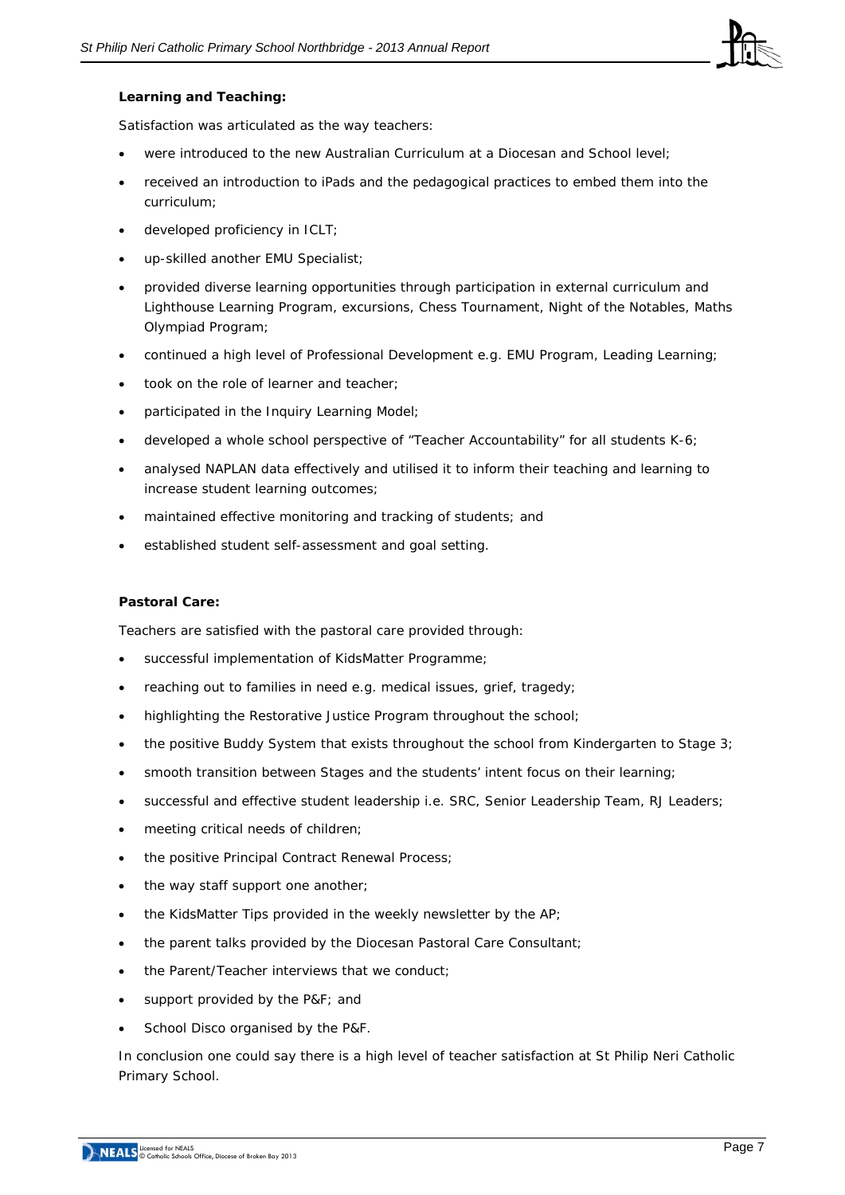**Learning and Teaching:**

Satisfaction was articulated as the way teachers:

- were introduced to the new Australian Curriculum at a Diocesan and School level;
- received an introduction to iPads and the pedagogical practices to embed them into the curriculum;
- developed proficiency in ICLT;
- up-skilled another EMU Specialist;
- provided diverse learning opportunities through participation in external curriculum and Lighthouse Learning Program, excursions, Chess Tournament, Night of the Notables, Maths Olympiad Program;
- continued a high level of Professional Development e.g. EMU Program, Leading Learning;
- took on the role of learner and teacher;
- participated in the Inquiry Learning Model;
- developed a whole school perspective of "Teacher Accountability" for all students K-6;
- analysed NAPLAN data effectively and utilised it to inform their teaching and learning to increase student learning outcomes;
- maintained effective monitoring and tracking of students; and
- established student self-assessment and goal setting.

**Pastoral Care:**

Teachers are satisfied with the pastoral care provided through:

- successful implementation of KidsMatter Programme;
- reaching out to families in need e.g. medical issues, grief, tragedy;
- highlighting the Restorative Justice Program throughout the school;
- the positive Buddy System that exists throughout the school from Kindergarten to Stage 3;
- smooth transition between Stages and the students' intent focus on their learning;
- successful and effective student leadership i.e. SRC, Senior Leadership Team, RJ Leaders;
- meeting critical needs of children;
- the positive Principal Contract Renewal Process;
- the way staff support one another;
- the KidsMatter Tips provided in the weekly newsletter by the AP;
- the parent talks provided by the Diocesan Pastoral Care Consultant;
- the Parent/Teacher interviews that we conduct;
- support provided by the P&F; and
- School Disco organised by the P&F.

In conclusion one could say there is a high level of teacher satisfaction at St Philip Neri Catholic Primary School.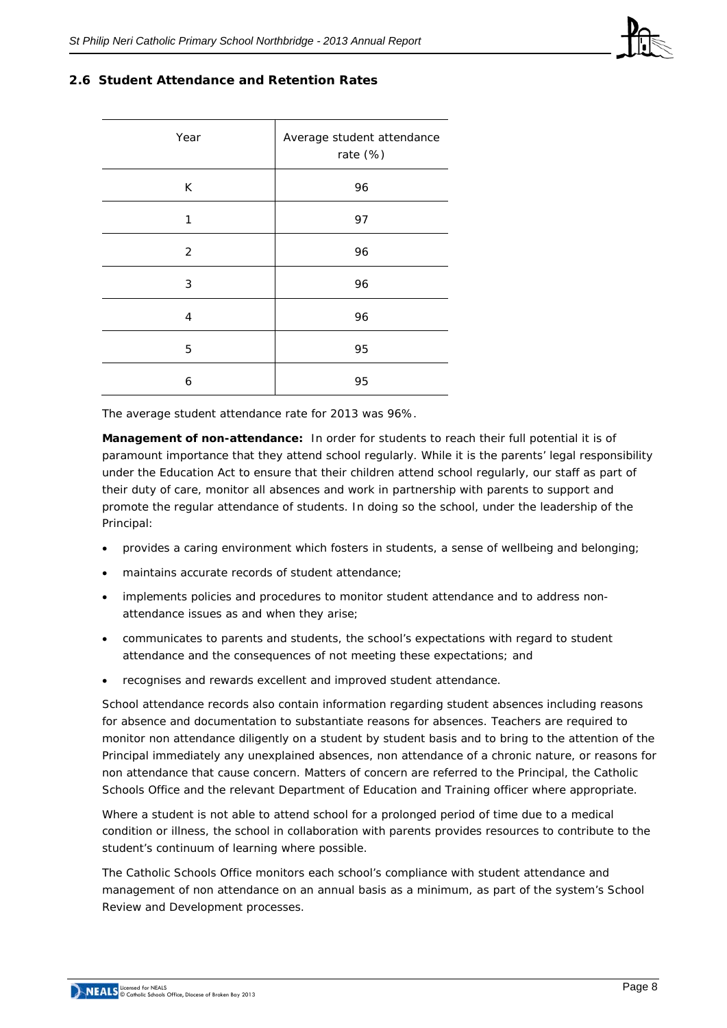## 2.6 Student Attendance and Retention Rates

| Year | Average student attendance rate (%) |
|---|---|
| K | 96 |
| 1 | 97 |
| 2 | 96 |
| 3 | 96 |
| 4 | 96 |
| 5 | 95 |
| 6 | 95 |

The average student attendance rate for 2013 was 96%.

**Management of non-attendance:** In order for students to reach their full potential it is of paramount importance that they attend school regularly. While it is the parents' legal responsibility under the Education Act to ensure that their children attend school regularly, our staff as part of their duty of care, monitor all absences and work in partnership with parents to support and promote the regular attendance of students. In doing so the school, under the leadership of the Principal:

- provides a caring environment which fosters in students, a sense of wellbeing and belonging;
- maintains accurate records of student attendance;
- implements policies and procedures to monitor student attendance and to address non-attendance issues as and when they arise;
- communicates to parents and students, the school's expectations with regard to student attendance and the consequences of not meeting these expectations; and
- recognises and rewards excellent and improved student attendance.

School attendance records also contain information regarding student absences including reasons for absence and documentation to substantiate reasons for absences. Teachers are required to monitor non attendance diligently on a student by student basis and to bring to the attention of the Principal immediately any unexplained absences, non attendance of a chronic nature, or reasons for non attendance that cause concern. Matters of concern are referred to the Principal, the Catholic Schools Office and the relevant Department of Education and Training officer where appropriate.

Where a student is not able to attend school for a prolonged period of time due to a medical condition or illness, the school in collaboration with parents provides resources to contribute to the student's continuum of learning where possible.

The Catholic Schools Office monitors each school's compliance with student attendance and management of non attendance on an annual basis as a minimum, as part of the system's School Review and Development processes.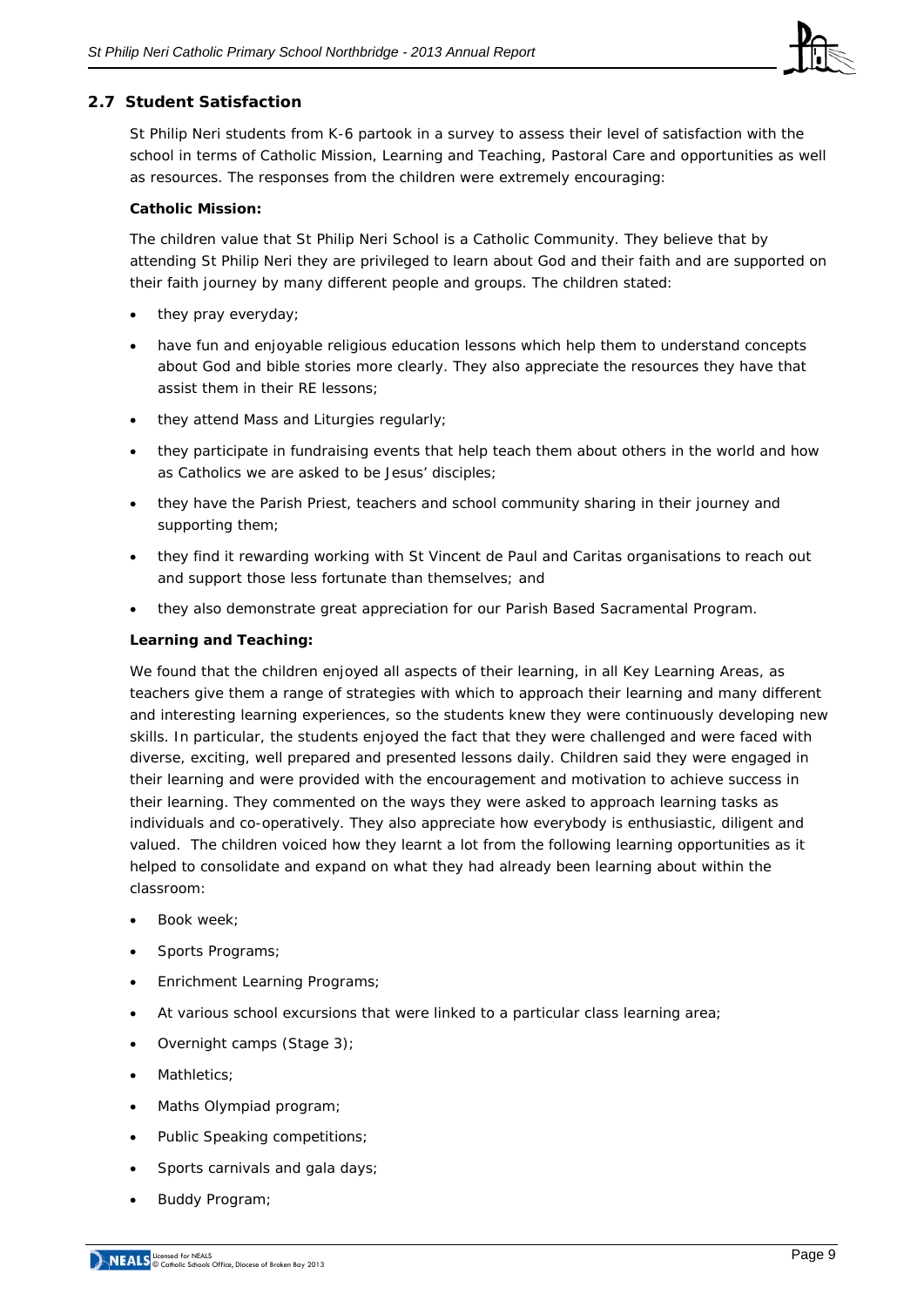## 2.7 Student Satisfaction

St Philip Neri students from K-6 partook in a survey to assess their level of satisfaction with the school in terms of Catholic Mission, Learning and Teaching, Pastoral Care and opportunities as well as resources. The responses from the children were extremely encouraging:

**Catholic Mission:**

The children value that St Philip Neri School is a Catholic Community. They believe that by attending St Philip Neri they are privileged to learn about God and their faith and are supported on their faith journey by many different people and groups. The children stated:

- they pray everyday;
- have fun and enjoyable religious education lessons which help them to understand concepts about God and bible stories more clearly. They also appreciate the resources they have that assist them in their RE lessons;
- they attend Mass and Liturgies regularly;
- they participate in fundraising events that help teach them about others in the world and how as Catholics we are asked to be Jesus' disciples;
- they have the Parish Priest, teachers and school community sharing in their journey and supporting them;
- they find it rewarding working with St Vincent de Paul and Caritas organisations to reach out and support those less fortunate than themselves; and
- they also demonstrate great appreciation for our Parish Based Sacramental Program.

**Learning and Teaching:**

We found that the children enjoyed all aspects of their learning, in all Key Learning Areas, as teachers give them a range of strategies with which to approach their learning and many different and interesting learning experiences, so the students knew they were continuously developing new skills. In particular, the students enjoyed the fact that they were challenged and were faced with diverse, exciting, well prepared and presented lessons daily. Children said they were engaged in their learning and were provided with the encouragement and motivation to achieve success in their learning. They commented on the ways they were asked to approach learning tasks as individuals and co-operatively. They also appreciate how everybody is enthusiastic, diligent and valued. The children voiced how they learnt a lot from the following learning opportunities as it helped to consolidate and expand on what they had already been learning about within the classroom:

- Book week;
- Sports Programs;
- Enrichment Learning Programs;
- At various school excursions that were linked to a particular class learning area;
- Overnight camps (Stage 3);
- Mathletics;
- Maths Olympiad program;
- Public Speaking competitions;
- Sports carnivals and gala days;
- Buddy Program;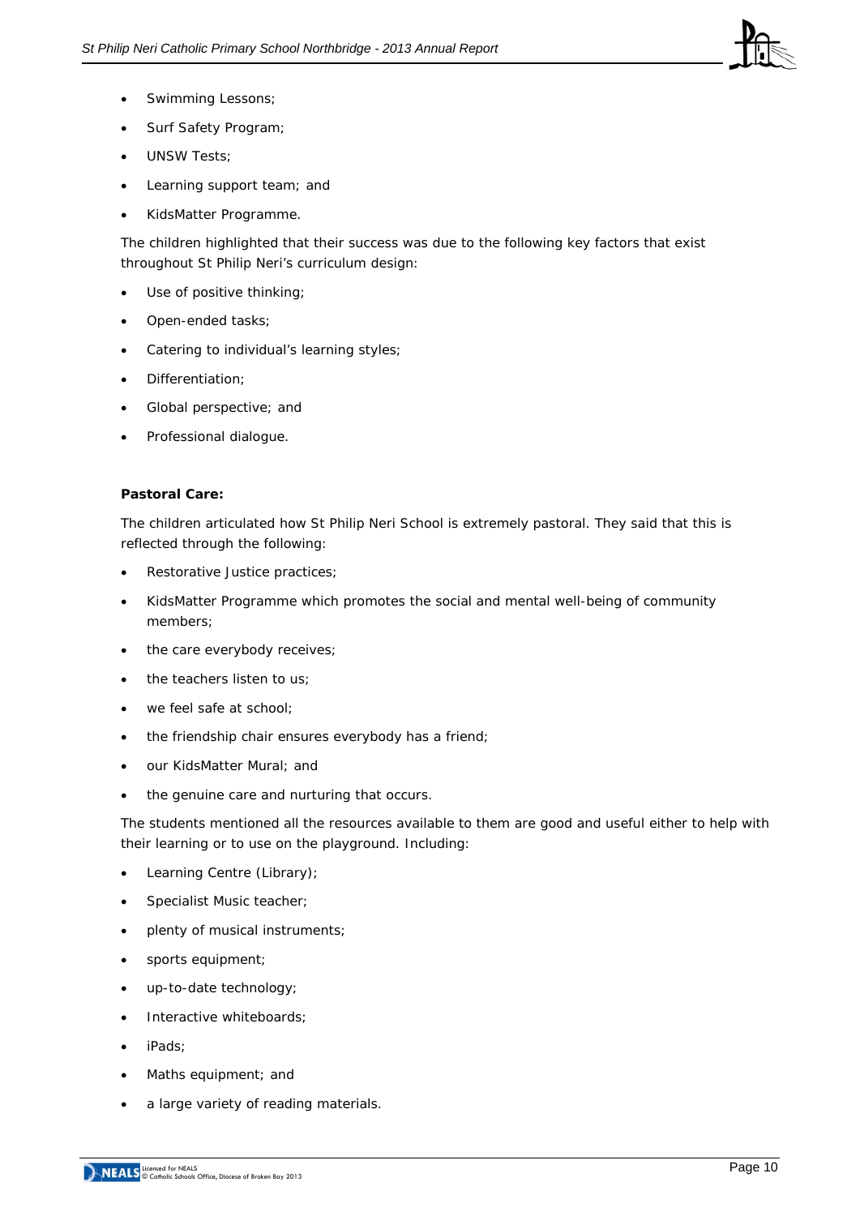- Swimming Lessons;
- Surf Safety Program;
- UNSW Tests;
- Learning support team; and
- KidsMatter Programme.

The children highlighted that their success was due to the following key factors that exist throughout St Philip Neri's curriculum design:

- Use of positive thinking;
- Open-ended tasks;
- Catering to individual's learning styles;
- Differentiation;
- Global perspective; and
- Professional dialogue.

**Pastoral Care:**

The children articulated how St Philip Neri School is extremely pastoral. They said that this is reflected through the following:

- Restorative Justice practices;
- KidsMatter Programme which promotes the social and mental well-being of community members;
- the care everybody receives;
- the teachers listen to us;
- we feel safe at school;
- the friendship chair ensures everybody has a friend;
- our KidsMatter Mural; and
- the genuine care and nurturing that occurs.

The students mentioned all the resources available to them are good and useful either to help with their learning or to use on the playground. Including:

- Learning Centre (Library);
- Specialist Music teacher;
- plenty of musical instruments;
- sports equipment;
- up-to-date technology;
- Interactive whiteboards;
- iPads;
- Maths equipment; and
- a large variety of reading materials.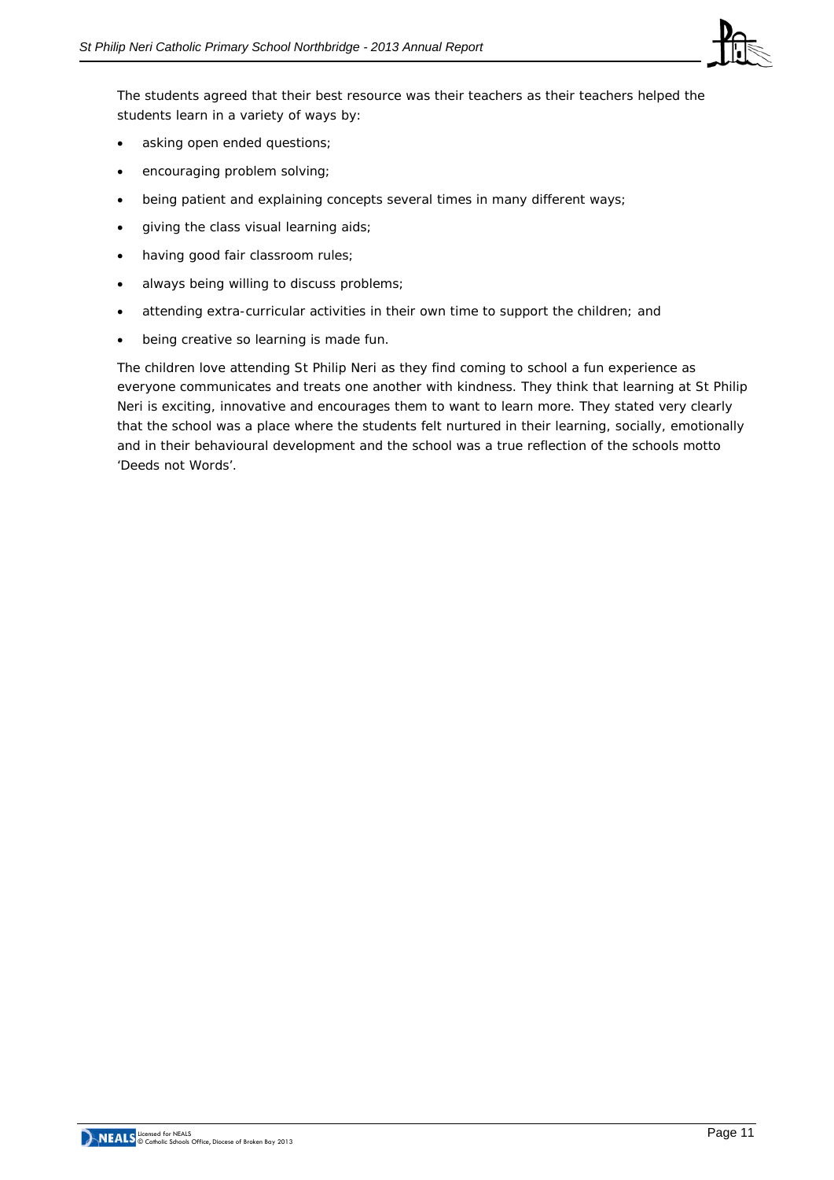The students agreed that their best resource was their teachers as their teachers helped the students learn in a variety of ways by:

- asking open ended questions;
- encouraging problem solving;
- being patient and explaining concepts several times in many different ways;
- giving the class visual learning aids;
- having good fair classroom rules;
- always being willing to discuss problems;
- attending extra-curricular activities in their own time to support the children; and
- being creative so learning is made fun.

The children love attending St Philip Neri as they find coming to school a fun experience as everyone communicates and treats one another with kindness. They think that learning at St Philip Neri is exciting, innovative and encourages them to want to learn more. They stated very clearly that the school was a place where the students felt nurtured in their learning, socially, emotionally and in their behavioural development and the school was a true reflection of the schools motto 'Deeds not Words'.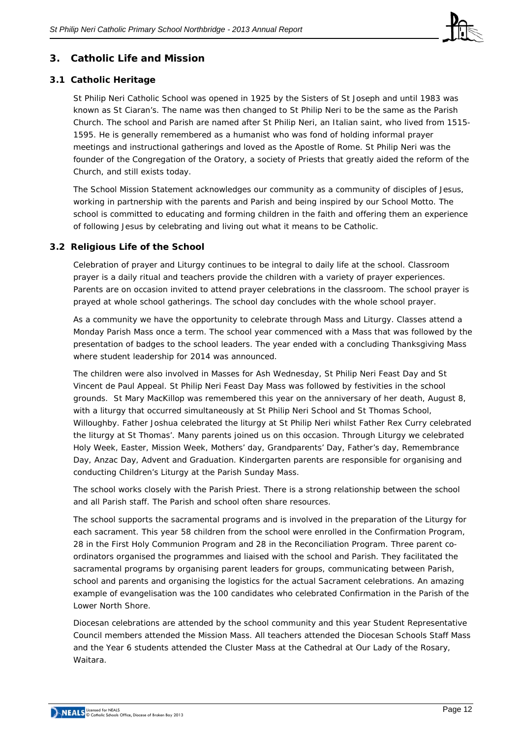## 3. Catholic Life and Mission

### 3.1 Catholic Heritage

St Philip Neri Catholic School was opened in 1925 by the Sisters of St Joseph and until 1983 was known as St Ciaran's. The name was then changed to St Philip Neri to be the same as the Parish Church. The school and Parish are named after St Philip Neri, an Italian saint, who lived from 1515-1595. He is generally remembered as a humanist who was fond of holding informal prayer meetings and instructional gatherings and loved as the Apostle of Rome. St Philip Neri was the founder of the Congregation of the Oratory, a society of Priests that greatly aided the reform of the Church, and still exists today.

The School Mission Statement acknowledges our community as a community of disciples of Jesus, working in partnership with the parents and Parish and being inspired by our School Motto. The school is committed to educating and forming children in the faith and offering them an experience of following Jesus by celebrating and living out what it means to be Catholic.

### 3.2 Religious Life of the School

Celebration of prayer and Liturgy continues to be integral to daily life at the school. Classroom prayer is a daily ritual and teachers provide the children with a variety of prayer experiences. Parents are on occasion invited to attend prayer celebrations in the classroom. The school prayer is prayed at whole school gatherings. The school day concludes with the whole school prayer.

As a community we have the opportunity to celebrate through Mass and Liturgy. Classes attend a Monday Parish Mass once a term. The school year commenced with a Mass that was followed by the presentation of badges to the school leaders. The year ended with a concluding Thanksgiving Mass where student leadership for 2014 was announced.

The children were also involved in Masses for Ash Wednesday, St Philip Neri Feast Day and St Vincent de Paul Appeal. St Philip Neri Feast Day Mass was followed by festivities in the school grounds. St Mary MacKillop was remembered this year on the anniversary of her death, August 8, with a liturgy that occurred simultaneously at St Philip Neri School and St Thomas School, Willoughby. Father Joshua celebrated the liturgy at St Philip Neri whilst Father Rex Curry celebrated the liturgy at St Thomas'. Many parents joined us on this occasion. Through Liturgy we celebrated Holy Week, Easter, Mission Week, Mothers' day, Grandparents' Day, Father's day, Remembrance Day, Anzac Day, Advent and Graduation. Kindergarten parents are responsible for organising and conducting Children's Liturgy at the Parish Sunday Mass.

The school works closely with the Parish Priest. There is a strong relationship between the school and all Parish staff. The Parish and school often share resources.

The school supports the sacramental programs and is involved in the preparation of the Liturgy for each sacrament. This year 58 children from the school were enrolled in the Confirmation Program, 28 in the First Holy Communion Program and 28 in the Reconciliation Program. Three parent co-ordinators organised the programmes and liaised with the school and Parish. They facilitated the sacramental programs by organising parent leaders for groups, communicating between Parish, school and parents and organising the logistics for the actual Sacrament celebrations. An amazing example of evangelisation was the 100 candidates who celebrated Confirmation in the Parish of the Lower North Shore.

Diocesan celebrations are attended by the school community and this year Student Representative Council members attended the Mission Mass. All teachers attended the Diocesan Schools Staff Mass and the Year 6 students attended the Cluster Mass at the Cathedral at Our Lady of the Rosary, Waitara.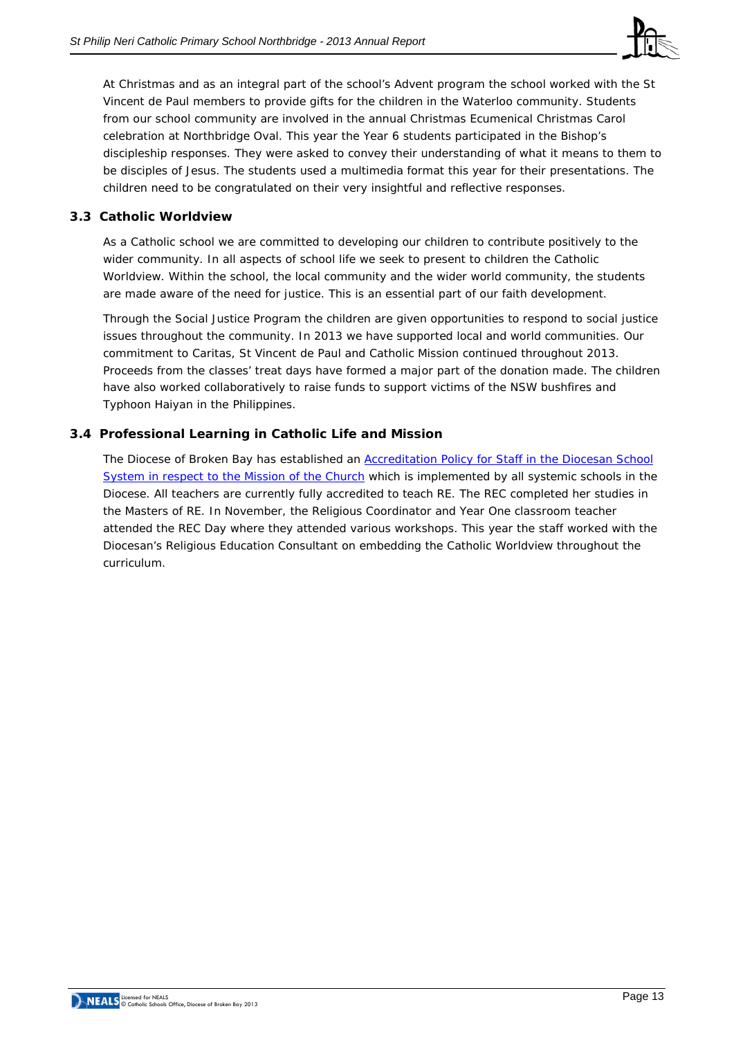At Christmas and as an integral part of the school's Advent program the school worked with the St Vincent de Paul members to provide gifts for the children in the Waterloo community. Students from our school community are involved in the annual Christmas Ecumenical Christmas Carol celebration at Northbridge Oval. This year the Year 6 students participated in the Bishop's discipleship responses. They were asked to convey their understanding of what it means to them to be disciples of Jesus. The students used a multimedia format this year for their presentations. The children need to be congratulated on their very insightful and reflective responses.

### 3.3 Catholic Worldview

As a Catholic school we are committed to developing our children to contribute positively to the wider community. In all aspects of school life we seek to present to children the Catholic Worldview. Within the school, the local community and the wider world community, the students are made aware of the need for justice. This is an essential part of our faith development.

Through the Social Justice Program the children are given opportunities to respond to social justice issues throughout the community. In 2013 we have supported local and world communities. Our commitment to Caritas, St Vincent de Paul and Catholic Mission continued throughout 2013. Proceeds from the classes' treat days have formed a major part of the donation made. The children have also worked collaboratively to raise funds to support victims of the NSW bushfires and Typhoon Haiyan in the Philippines.

### 3.4 Professional Learning in Catholic Life and Mission

The Diocese of Broken Bay has established an Accreditation Policy for Staff in the Diocesan School System in respect to the Mission of the Church which is implemented by all systemic schools in the Diocese. All teachers are currently fully accredited to teach RE. The REC completed her studies in the Masters of RE. In November, the Religious Coordinator and Year One classroom teacher attended the REC Day where they attended various workshops. This year the staff worked with the Diocesan's Religious Education Consultant on embedding the Catholic Worldview throughout the curriculum.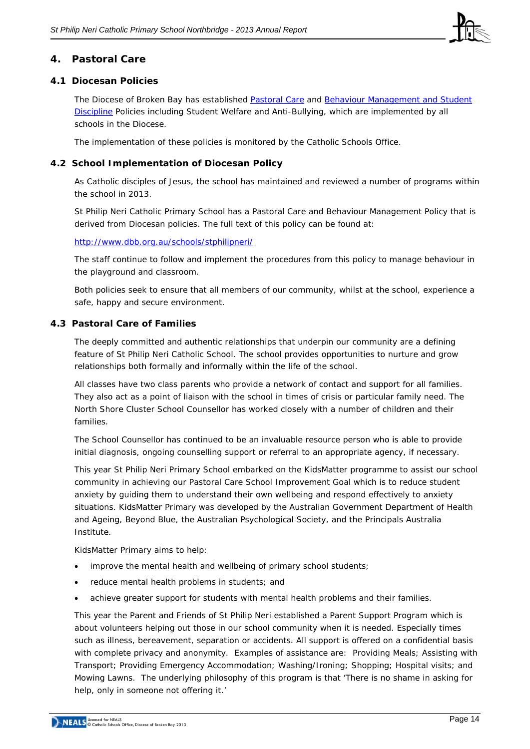## 4. Pastoral Care

### 4.1 Diocesan Policies

The Diocese of Broken Bay has established Pastoral Care and Behaviour Management and Student Discipline Policies including Student Welfare and Anti-Bullying, which are implemented by all schools in the Diocese.

The implementation of these policies is monitored by the Catholic Schools Office.

### 4.2 School Implementation of Diocesan Policy

As Catholic disciples of Jesus, the school has maintained and reviewed a number of programs within the school in 2013.

St Philip Neri Catholic Primary School has a Pastoral Care and Behaviour Management Policy that is derived from Diocesan policies. The full text of this policy can be found at:

http://www.dbb.org.au/schools/stphilipneri/

The staff continue to follow and implement the procedures from this policy to manage behaviour in the playground and classroom.

Both policies seek to ensure that all members of our community, whilst at the school, experience a safe, happy and secure environment.

### 4.3 Pastoral Care of Families

The deeply committed and authentic relationships that underpin our community are a defining feature of St Philip Neri Catholic School. The school provides opportunities to nurture and grow relationships both formally and informally within the life of the school.

All classes have two class parents who provide a network of contact and support for all families. They also act as a point of liaison with the school in times of crisis or particular family need. The North Shore Cluster School Counsellor has worked closely with a number of children and their families.

The School Counsellor has continued to be an invaluable resource person who is able to provide initial diagnosis, ongoing counselling support or referral to an appropriate agency, if necessary.

This year St Philip Neri Primary School embarked on the KidsMatter programme to assist our school community in achieving our Pastoral Care School Improvement Goal which is to reduce student anxiety by guiding them to understand their own wellbeing and respond effectively to anxiety situations. KidsMatter Primary was developed by the Australian Government Department of Health and Ageing, Beyond Blue, the Australian Psychological Society, and the Principals Australia Institute.

KidsMatter Primary aims to help:

- improve the mental health and wellbeing of primary school students;
- reduce mental health problems in students; and
- achieve greater support for students with mental health problems and their families.

This year the Parent and Friends of St Philip Neri established a Parent Support Program which is about volunteers helping out those in our school community when it is needed. Especially times such as illness, bereavement, separation or accidents. All support is offered on a confidential basis with complete privacy and anonymity. Examples of assistance are: Providing Meals; Assisting with Transport; Providing Emergency Accommodation; Washing/Ironing; Shopping; Hospital visits; and Mowing Lawns. The underlying philosophy of this program is that 'There is no shame in asking for help, only in someone not offering it.'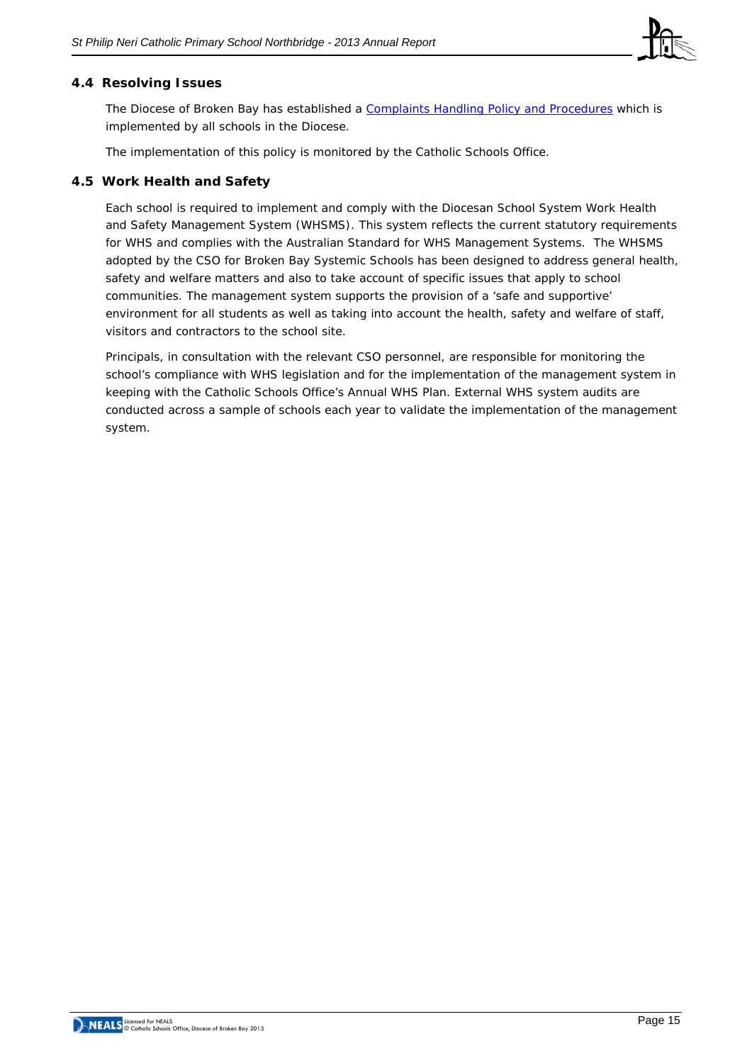### 4.4 Resolving Issues

The Diocese of Broken Bay has established a Complaints Handling Policy and Procedures which is implemented by all schools in the Diocese.

The implementation of this policy is monitored by the Catholic Schools Office.

### 4.5 Work Health and Safety

Each school is required to implement and comply with the Diocesan School System Work Health and Safety Management System (WHSMS). This system reflects the current statutory requirements for WHS and complies with the Australian Standard for WHS Management Systems. The WHSMS adopted by the CSO for Broken Bay Systemic Schools has been designed to address general health, safety and welfare matters and also to take account of specific issues that apply to school communities. The management system supports the provision of a 'safe and supportive' environment for all students as well as taking into account the health, safety and welfare of staff, visitors and contractors to the school site.

Principals, in consultation with the relevant CSO personnel, are responsible for monitoring the school's compliance with WHS legislation and for the implementation of the management system in keeping with the Catholic Schools Office's Annual WHS Plan. External WHS system audits are conducted across a sample of schools each year to validate the implementation of the management system.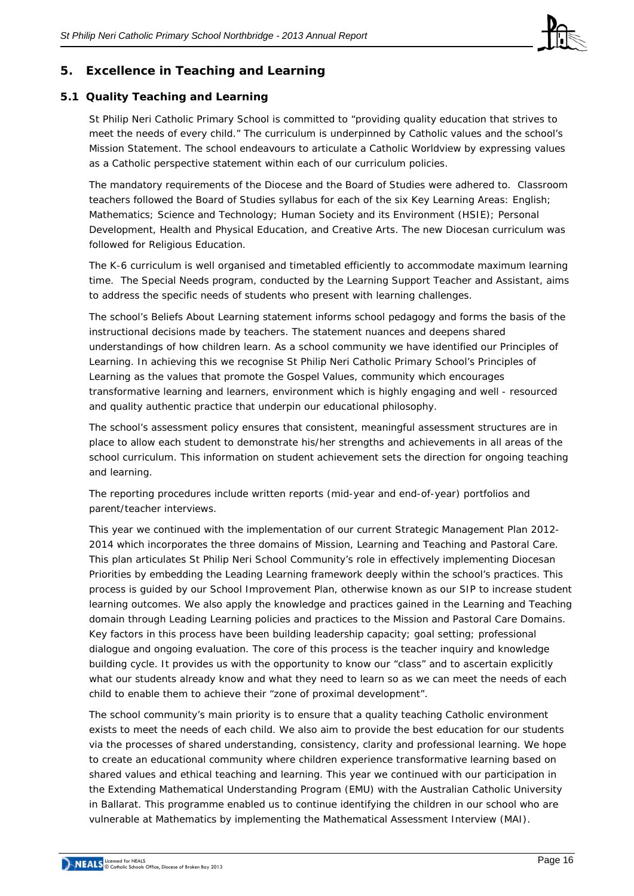## 5. Excellence in Teaching and Learning

### 5.1 Quality Teaching and Learning

St Philip Neri Catholic Primary School is committed to "providing quality education that strives to meet the needs of every child." The curriculum is underpinned by Catholic values and the school's Mission Statement. The school endeavours to articulate a Catholic Worldview by expressing values as a Catholic perspective statement within each of our curriculum policies.

The mandatory requirements of the Diocese and the Board of Studies were adhered to. Classroom teachers followed the Board of Studies syllabus for each of the six Key Learning Areas: English; Mathematics; Science and Technology; Human Society and its Environment (HSIE); Personal Development, Health and Physical Education, and Creative Arts. The new Diocesan curriculum was followed for Religious Education.

The K-6 curriculum is well organised and timetabled efficiently to accommodate maximum learning time. The Special Needs program, conducted by the Learning Support Teacher and Assistant, aims to address the specific needs of students who present with learning challenges.

The school's Beliefs About Learning statement informs school pedagogy and forms the basis of the instructional decisions made by teachers. The statement nuances and deepens shared understandings of how children learn. As a school community we have identified our Principles of Learning. In achieving this we recognise St Philip Neri Catholic Primary School's Principles of Learning as the values that promote the Gospel Values, community which encourages transformative learning and learners, environment which is highly engaging and well - resourced and quality authentic practice that underpin our educational philosophy.

The school's assessment policy ensures that consistent, meaningful assessment structures are in place to allow each student to demonstrate his/her strengths and achievements in all areas of the school curriculum. This information on student achievement sets the direction for ongoing teaching and learning.

The reporting procedures include written reports (mid-year and end-of-year) portfolios and parent/teacher interviews.

This year we continued with the implementation of our current Strategic Management Plan 2012-2014 which incorporates the three domains of Mission, Learning and Teaching and Pastoral Care. This plan articulates St Philip Neri School Community's role in effectively implementing Diocesan Priorities by embedding the Leading Learning framework deeply within the school's practices. This process is guided by our School Improvement Plan, otherwise known as our SIP to increase student learning outcomes. We also apply the knowledge and practices gained in the Learning and Teaching domain through Leading Learning policies and practices to the Mission and Pastoral Care Domains. Key factors in this process have been building leadership capacity; goal setting; professional dialogue and ongoing evaluation. The core of this process is the teacher inquiry and knowledge building cycle. It provides us with the opportunity to know our "class" and to ascertain explicitly what our students already know and what they need to learn so as we can meet the needs of each child to enable them to achieve their "zone of proximal development".

The school community's main priority is to ensure that a quality teaching Catholic environment exists to meet the needs of each child. We also aim to provide the best education for our students via the processes of shared understanding, consistency, clarity and professional learning. We hope to create an educational community where children experience transformative learning based on shared values and ethical teaching and learning. This year we continued with our participation in the Extending Mathematical Understanding Program (EMU) with the Australian Catholic University in Ballarat. This programme enabled us to continue identifying the children in our school who are vulnerable at Mathematics by implementing the Mathematical Assessment Interview (MAI).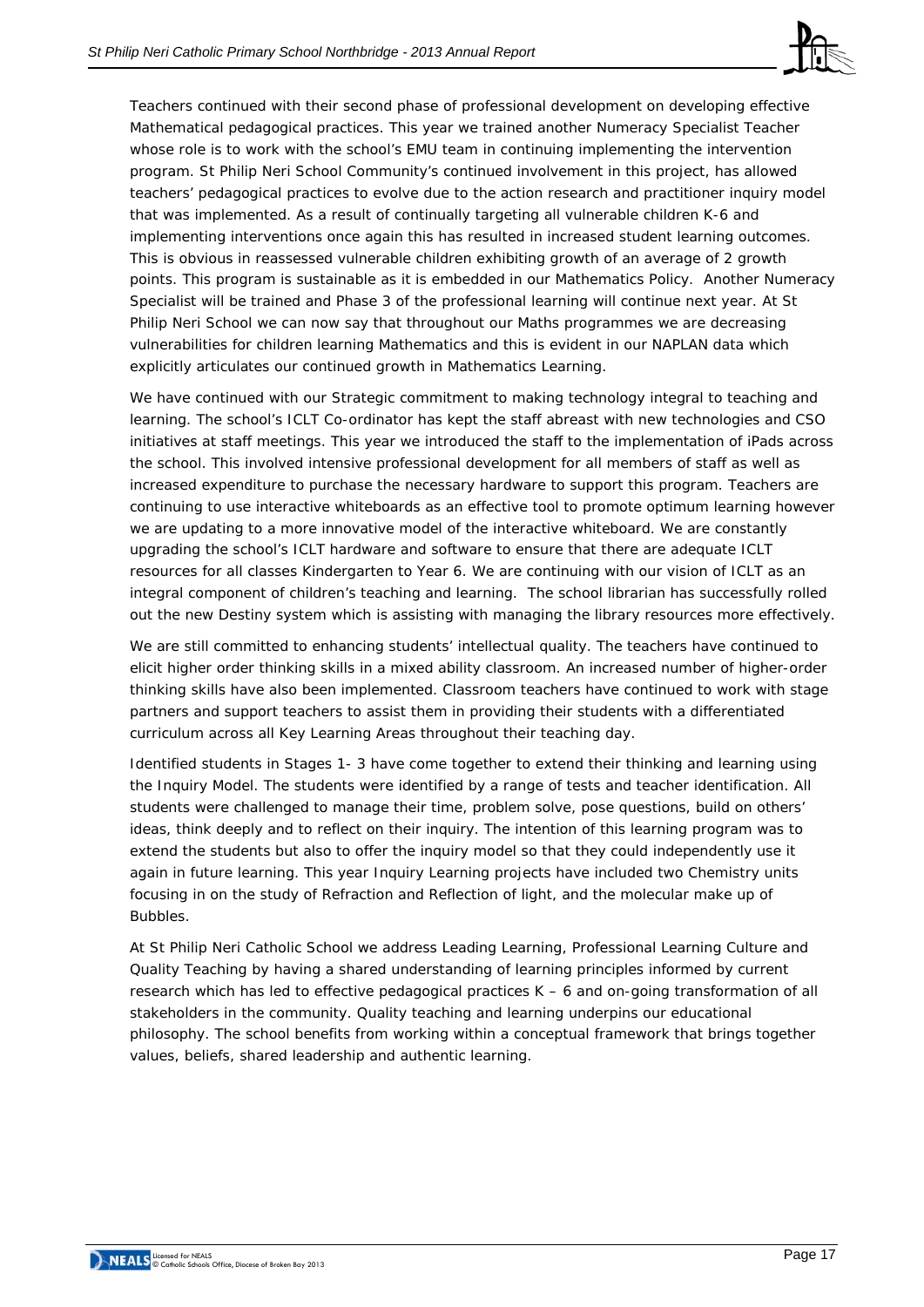Teachers continued with their second phase of professional development on developing effective Mathematical pedagogical practices. This year we trained another Numeracy Specialist Teacher whose role is to work with the school's EMU team in continuing implementing the intervention program. St Philip Neri School Community's continued involvement in this project, has allowed teachers' pedagogical practices to evolve due to the action research and practitioner inquiry model that was implemented. As a result of continually targeting all vulnerable children K-6 and implementing interventions once again this has resulted in increased student learning outcomes. This is obvious in reassessed vulnerable children exhibiting growth of an average of 2 growth points. This program is sustainable as it is embedded in our Mathematics Policy. Another Numeracy Specialist will be trained and Phase 3 of the professional learning will continue next year. At St Philip Neri School we can now say that throughout our Maths programmes we are decreasing vulnerabilities for children learning Mathematics and this is evident in our NAPLAN data which explicitly articulates our continued growth in Mathematics Learning.

We have continued with our Strategic commitment to making technology integral to teaching and learning. The school's ICLT Co-ordinator has kept the staff abreast with new technologies and CSO initiatives at staff meetings. This year we introduced the staff to the implementation of iPads across the school. This involved intensive professional development for all members of staff as well as increased expenditure to purchase the necessary hardware to support this program. Teachers are continuing to use interactive whiteboards as an effective tool to promote optimum learning however we are updating to a more innovative model of the interactive whiteboard. We are constantly upgrading the school's ICLT hardware and software to ensure that there are adequate ICLT resources for all classes Kindergarten to Year 6. We are continuing with our vision of ICLT as an integral component of children's teaching and learning. The school librarian has successfully rolled out the new Destiny system which is assisting with managing the library resources more effectively.

We are still committed to enhancing students' intellectual quality. The teachers have continued to elicit higher order thinking skills in a mixed ability classroom. An increased number of higher-order thinking skills have also been implemented. Classroom teachers have continued to work with stage partners and support teachers to assist them in providing their students with a differentiated curriculum across all Key Learning Areas throughout their teaching day.

Identified students in Stages 1- 3 have come together to extend their thinking and learning using the Inquiry Model. The students were identified by a range of tests and teacher identification. All students were challenged to manage their time, problem solve, pose questions, build on others' ideas, think deeply and to reflect on their inquiry. The intention of this learning program was to extend the students but also to offer the inquiry model so that they could independently use it again in future learning. This year Inquiry Learning projects have included two Chemistry units focusing in on the study of Refraction and Reflection of light, and the molecular make up of Bubbles.

At St Philip Neri Catholic School we address Leading Learning, Professional Learning Culture and Quality Teaching by having a shared understanding of learning principles informed by current research which has led to effective pedagogical practices K – 6 and on-going transformation of all stakeholders in the community. Quality teaching and learning underpins our educational philosophy. The school benefits from working within a conceptual framework that brings together values, beliefs, shared leadership and authentic learning.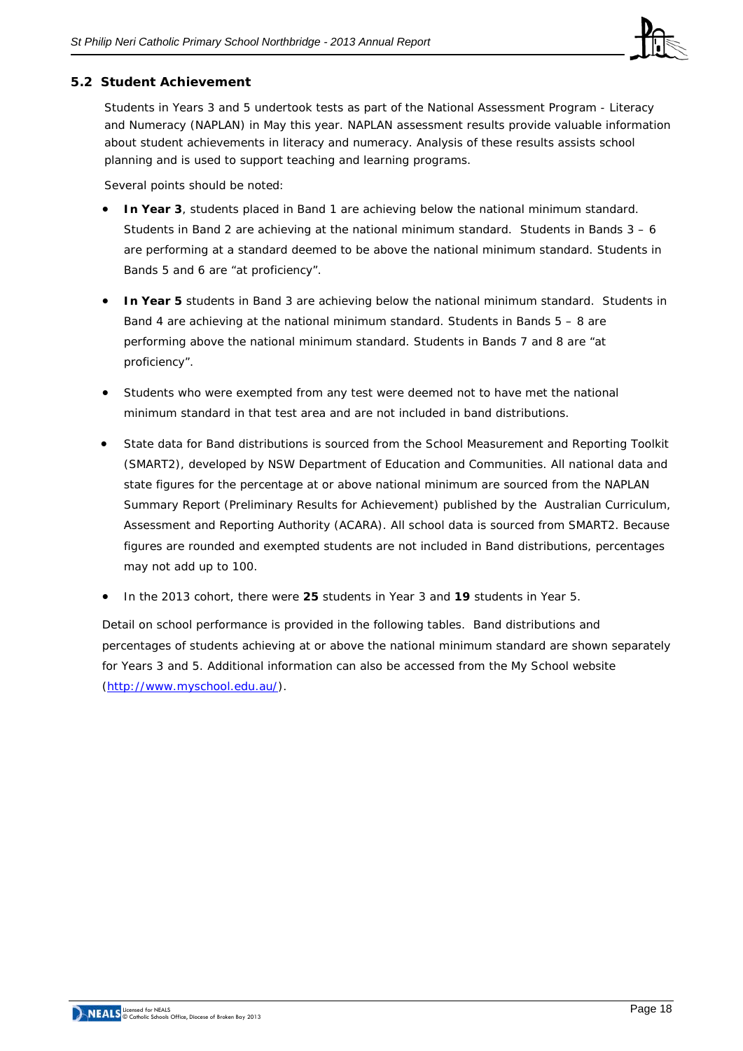## 5.2 Student Achievement

Students in Years 3 and 5 undertook tests as part of the National Assessment Program - Literacy and Numeracy (NAPLAN) in May this year. NAPLAN assessment results provide valuable information about student achievements in literacy and numeracy. Analysis of these results assists school planning and is used to support teaching and learning programs.

Several points should be noted:

- **In Year 3**, students placed in Band 1 are achieving below the national minimum standard. Students in Band 2 are achieving at the national minimum standard. Students in Bands 3 – 6 are performing at a standard deemed to be above the national minimum standard. Students in Bands 5 and 6 are "at proficiency".
- **In Year 5** students in Band 3 are achieving below the national minimum standard. Students in Band 4 are achieving at the national minimum standard. Students in Bands 5 – 8 are performing above the national minimum standard. Students in Bands 7 and 8 are "at proficiency".
- Students who were exempted from any test were deemed not to have met the national minimum standard in that test area and are not included in band distributions.
- State data for Band distributions is sourced from the School Measurement and Reporting Toolkit (SMART2), developed by NSW Department of Education and Communities. All national data and state figures for the percentage at or above national minimum are sourced from the NAPLAN Summary Report (Preliminary Results for Achievement) published by the Australian Curriculum, Assessment and Reporting Authority (ACARA). All school data is sourced from SMART2. Because figures are rounded and exempted students are not included in Band distributions, percentages may not add up to 100.
- In the 2013 cohort, there were **25** students in Year 3 and **19** students in Year 5.

Detail on school performance is provided in the following tables. Band distributions and percentages of students achieving at or above the national minimum standard are shown separately for Years 3 and 5. Additional information can also be accessed from the My School website (http://www.myschool.edu.au/).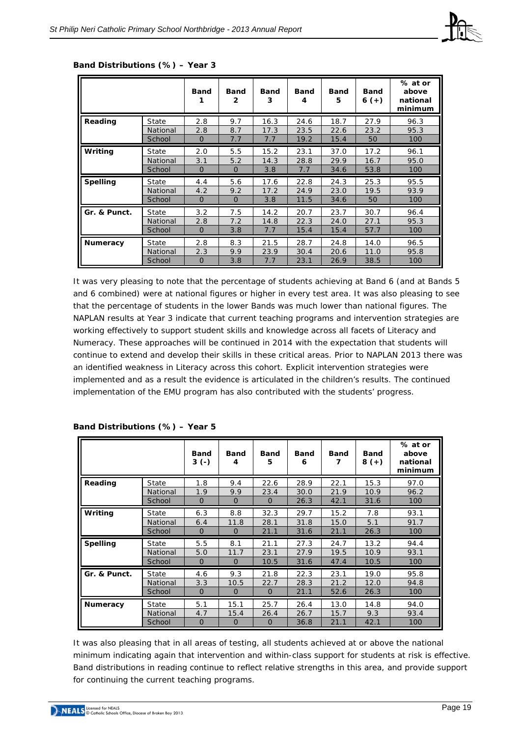**Band Distributions (%) – Year 3**

| | | Band 1 | Band 2 | Band 3 | Band 4 | Band 5 | Band 6 (+) | % at or above national minimum |
|---|---|---|---|---|---|---|---|---|
| **Reading** | State | 2.8 | 9.7 | 16.3 | 24.6 | 18.7 | 27.9 | 96.3 |
| | National | 2.8 | 8.7 | 17.3 | 23.5 | 22.6 | 23.2 | 95.3 |
| | School | 0 | 7.7 | 7.7 | 19.2 | 15.4 | 50 | 100 |
| **Writing** | State | 2.0 | 5.5 | 15.2 | 23.1 | 37.0 | 17.2 | 96.1 |
| | National | 3.1 | 5.2 | 14.3 | 28.8 | 29.9 | 16.7 | 95.0 |
| | School | 0 | 0 | 3.8 | 7.7 | 34.6 | 53.8 | 100 |
| **Spelling** | State | 4.4 | 5.6 | 17.6 | 22.8 | 24.3 | 25.3 | 95.5 |
| | National | 4.2 | 9.2 | 17.2 | 24.9 | 23.0 | 19.5 | 93.9 |
| | School | 0 | 0 | 3.8 | 11.5 | 34.6 | 50 | 100 |
| **Gr. & Punct.** | State | 3.2 | 7.5 | 14.2 | 20.7 | 23.7 | 30.7 | 96.4 |
| | National | 2.8 | 7.2 | 14.8 | 22.3 | 24.0 | 27.1 | 95.3 |
| | School | 0 | 3.8 | 7.7 | 15.4 | 15.4 | 57.7 | 100 |
| **Numeracy** | State | 2.8 | 8.3 | 21.5 | 28.7 | 24.8 | 14.0 | 96.5 |
| | National | 2.3 | 9.9 | 23.9 | 30.4 | 20.6 | 11.0 | 95.8 |
| | School | 0 | 3.8 | 7.7 | 23.1 | 26.9 | 38.5 | 100 |

It was very pleasing to note that the percentage of students achieving at Band 6 (and at Bands 5 and 6 combined) were at national figures or higher in every test area. It was also pleasing to see that the percentage of students in the lower Bands was much lower than national figures. The NAPLAN results at Year 3 indicate that current teaching programs and intervention strategies are working effectively to support student skills and knowledge across all facets of Literacy and Numeracy. These approaches will be continued in 2014 with the expectation that students will continue to extend and develop their skills in these critical areas. Prior to NAPLAN 2013 there was an identified weakness in Literacy across this cohort. Explicit intervention strategies were implemented and as a result the evidence is articulated in the children's results. The continued implementation of the EMU program has also contributed with the students' progress.

**Band Distributions (%) – Year 5**

| | | Band 3 (-) | Band 4 | Band 5 | Band 6 | Band 7 | Band 8 (+) | % at or above national minimum |
|---|---|---|---|---|---|---|---|---|
| **Reading** | State | 1.8 | 9.4 | 22.6 | 28.9 | 22.1 | 15.3 | 97.0 |
| | National | 1.9 | 9.9 | 23.4 | 30.0 | 21.9 | 10.9 | 96.2 |
| | School | 0 | 0 | 0 | 26.3 | 42.1 | 31.6 | 100 |
| **Writing** | State | 6.3 | 8.8 | 32.3 | 29.7 | 15.2 | 7.8 | 93.1 |
| | National | 6.4 | 11.8 | 28.1 | 31.8 | 15.0 | 5.1 | 91.7 |
| | School | 0 | 0 | 21.1 | 31.6 | 21.1 | 26.3 | 100 |
| **Spelling** | State | 5.5 | 8.1 | 21.1 | 27.3 | 24.7 | 13.2 | 94.4 |
| | National | 5.0 | 11.7 | 23.1 | 27.9 | 19.5 | 10.9 | 93.1 |
| | School | 0 | 0 | 10.5 | 31.6 | 47.4 | 10.5 | 100 |
| **Gr. & Punct.** | State | 4.6 | 9.3 | 21.8 | 22.3 | 23.1 | 19.0 | 95.8 |
| | National | 3.3 | 10.5 | 22.7 | 28.3 | 21.2 | 12.0 | 94.8 |
| | School | 0 | 0 | 0 | 21.1 | 52.6 | 26.3 | 100 |
| **Numeracy** | State | 5.1 | 15.1 | 25.7 | 26.4 | 13.0 | 14.8 | 94.0 |
| | National | 4.7 | 15.4 | 26.4 | 26.7 | 15.7 | 9.3 | 93.4 |
| | School | 0 | 0 | 0 | 36.8 | 21.1 | 42.1 | 100 |

It was also pleasing that in all areas of testing, all students achieved at or above the national minimum indicating again that intervention and within-class support for students at risk is effective. Band distributions in reading continue to reflect relative strengths in this area, and provide support for continuing the current teaching programs.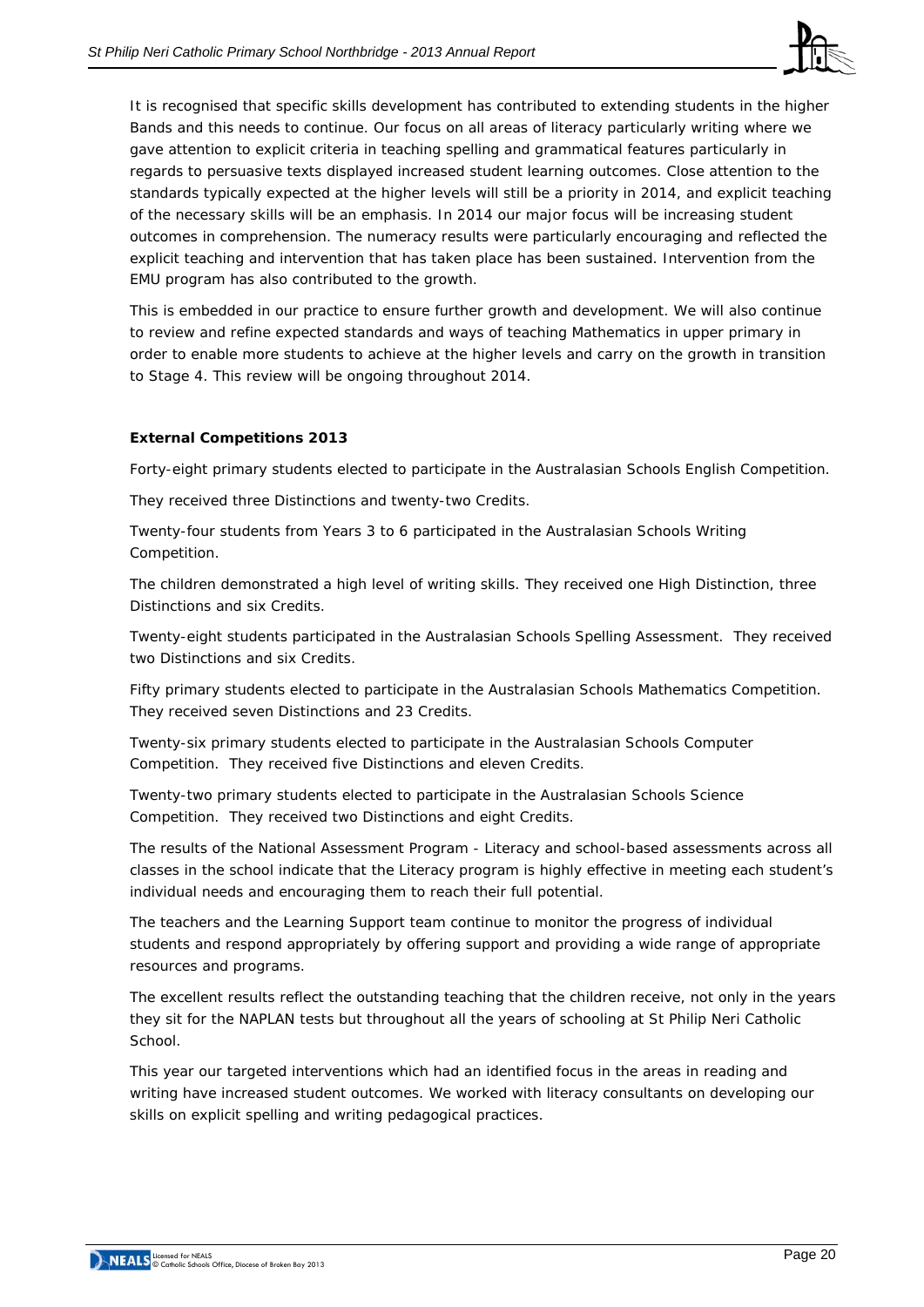It is recognised that specific skills development has contributed to extending students in the higher Bands and this needs to continue. Our focus on all areas of literacy particularly writing where we gave attention to explicit criteria in teaching spelling and grammatical features particularly in regards to persuasive texts displayed increased student learning outcomes. Close attention to the standards typically expected at the higher levels will still be a priority in 2014, and explicit teaching of the necessary skills will be an emphasis. In 2014 our major focus will be increasing student outcomes in comprehension. The numeracy results were particularly encouraging and reflected the explicit teaching and intervention that has taken place has been sustained. Intervention from the EMU program has also contributed to the growth.

This is embedded in our practice to ensure further growth and development. We will also continue to review and refine expected standards and ways of teaching Mathematics in upper primary in order to enable more students to achieve at the higher levels and carry on the growth in transition to Stage 4. This review will be ongoing throughout 2014.

**External Competitions 2013**

Forty-eight primary students elected to participate in the Australasian Schools English Competition.

They received three Distinctions and twenty-two Credits.

Twenty-four students from Years 3 to 6 participated in the Australasian Schools Writing Competition.

The children demonstrated a high level of writing skills. They received one High Distinction, three Distinctions and six Credits.

Twenty-eight students participated in the Australasian Schools Spelling Assessment. They received two Distinctions and six Credits.

Fifty primary students elected to participate in the Australasian Schools Mathematics Competition. They received seven Distinctions and 23 Credits.

Twenty-six primary students elected to participate in the Australasian Schools Computer Competition. They received five Distinctions and eleven Credits.

Twenty-two primary students elected to participate in the Australasian Schools Science Competition. They received two Distinctions and eight Credits.

The results of the National Assessment Program - Literacy and school-based assessments across all classes in the school indicate that the Literacy program is highly effective in meeting each student's individual needs and encouraging them to reach their full potential.

The teachers and the Learning Support team continue to monitor the progress of individual students and respond appropriately by offering support and providing a wide range of appropriate resources and programs.

The excellent results reflect the outstanding teaching that the children receive, not only in the years they sit for the NAPLAN tests but throughout all the years of schooling at St Philip Neri Catholic School.

This year our targeted interventions which had an identified focus in the areas in reading and writing have increased student outcomes. We worked with literacy consultants on developing our skills on explicit spelling and writing pedagogical practices.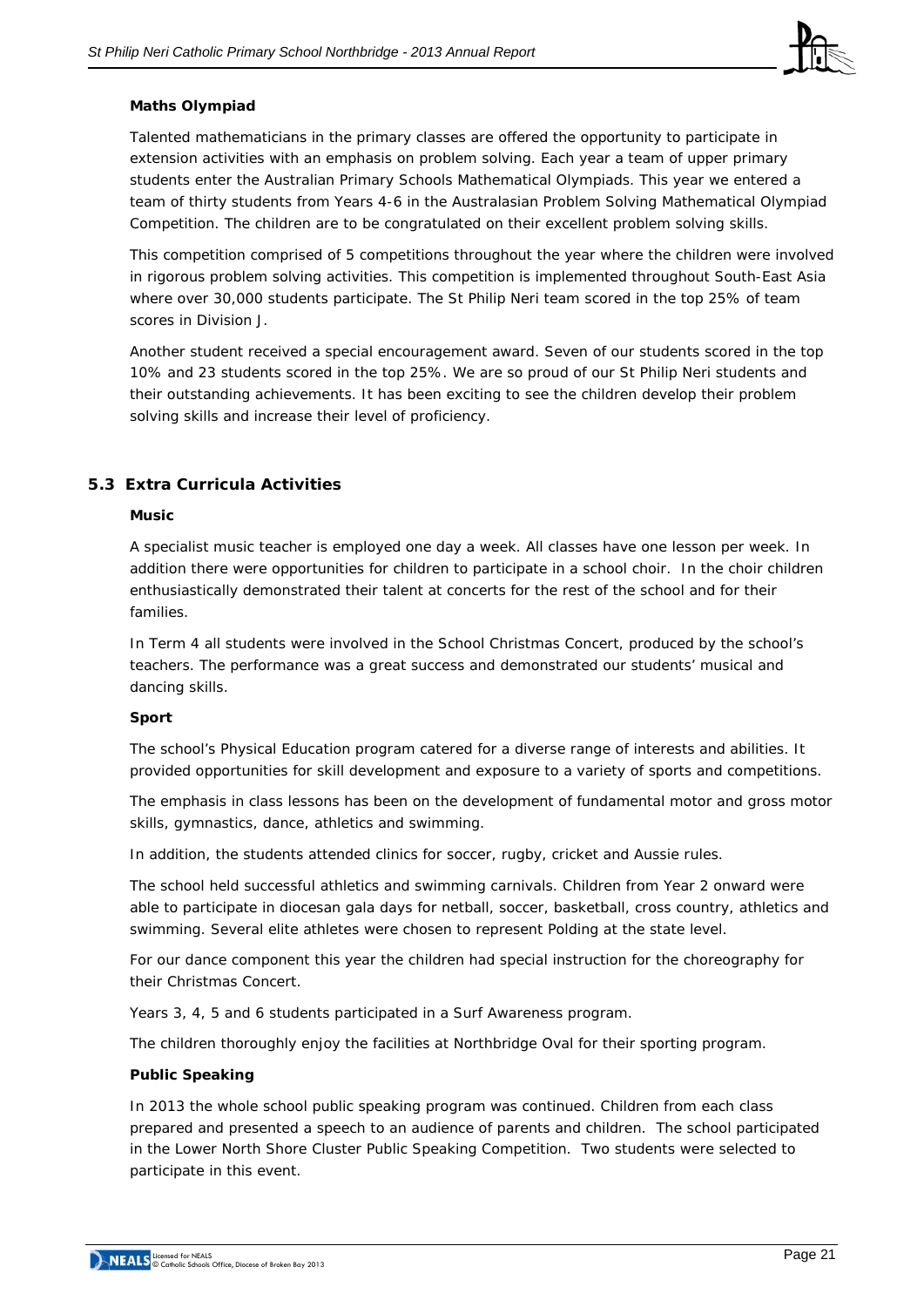**Maths Olympiad**

Talented mathematicians in the primary classes are offered the opportunity to participate in extension activities with an emphasis on problem solving. Each year a team of upper primary students enter the Australian Primary Schools Mathematical Olympiads. This year we entered a team of thirty students from Years 4-6 in the Australasian Problem Solving Mathematical Olympiad Competition. The children are to be congratulated on their excellent problem solving skills.

This competition comprised of 5 competitions throughout the year where the children were involved in rigorous problem solving activities. This competition is implemented throughout South-East Asia where over 30,000 students participate. The St Philip Neri team scored in the top 25% of team scores in Division J.

Another student received a special encouragement award. Seven of our students scored in the top 10% and 23 students scored in the top 25%. We are so proud of our St Philip Neri students and their outstanding achievements. It has been exciting to see the children develop their problem solving skills and increase their level of proficiency.

## 5.3 Extra Curricula Activities

**Music**

A specialist music teacher is employed one day a week. All classes have one lesson per week. In addition there were opportunities for children to participate in a school choir. In the choir children enthusiastically demonstrated their talent at concerts for the rest of the school and for their families.

In Term 4 all students were involved in the School Christmas Concert, produced by the school's teachers. The performance was a great success and demonstrated our students' musical and dancing skills.

**Sport**

The school's Physical Education program catered for a diverse range of interests and abilities. It provided opportunities for skill development and exposure to a variety of sports and competitions.

The emphasis in class lessons has been on the development of fundamental motor and gross motor skills, gymnastics, dance, athletics and swimming.

In addition, the students attended clinics for soccer, rugby, cricket and Aussie rules.

The school held successful athletics and swimming carnivals. Children from Year 2 onward were able to participate in diocesan gala days for netball, soccer, basketball, cross country, athletics and swimming. Several elite athletes were chosen to represent Polding at the state level.

For our dance component this year the children had special instruction for the choreography for their Christmas Concert.

Years 3, 4, 5 and 6 students participated in a Surf Awareness program.

The children thoroughly enjoy the facilities at Northbridge Oval for their sporting program.

**Public Speaking**

In 2013 the whole school public speaking program was continued. Children from each class prepared and presented a speech to an audience of parents and children. The school participated in the Lower North Shore Cluster Public Speaking Competition. Two students were selected to participate in this event.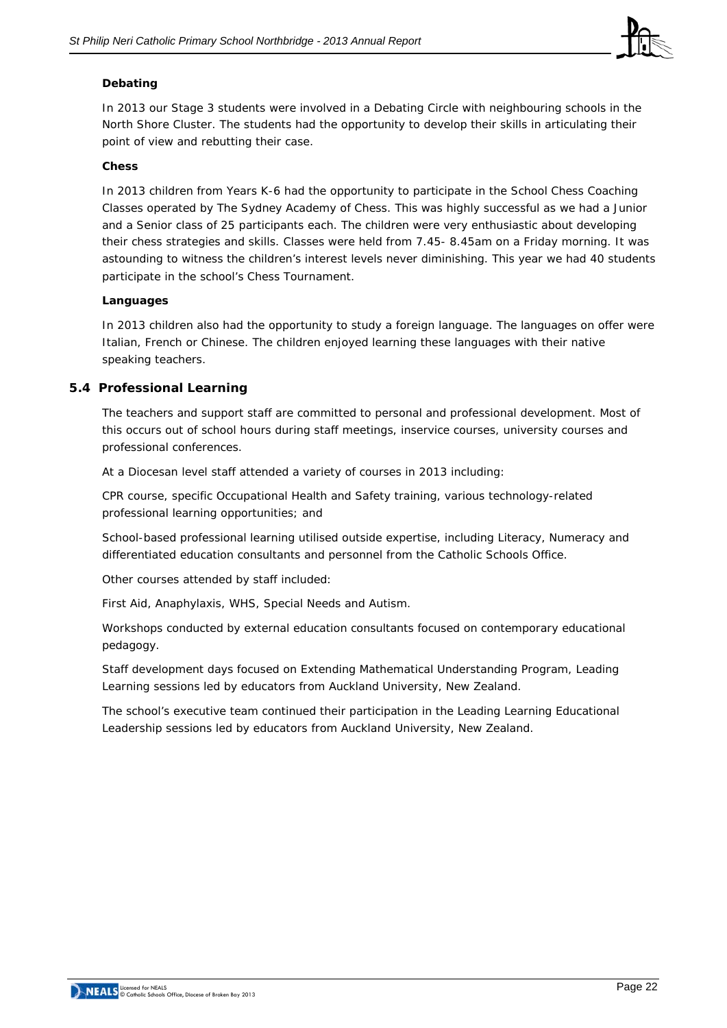**Debating**

In 2013 our Stage 3 students were involved in a Debating Circle with neighbouring schools in the North Shore Cluster. The students had the opportunity to develop their skills in articulating their point of view and rebutting their case.

**Chess**

In 2013 children from Years K-6 had the opportunity to participate in the School Chess Coaching Classes operated by The Sydney Academy of Chess. This was highly successful as we had a Junior and a Senior class of 25 participants each. The children were very enthusiastic about developing their chess strategies and skills. Classes were held from 7.45- 8.45am on a Friday morning. It was astounding to witness the children's interest levels never diminishing. This year we had 40 students participate in the school's Chess Tournament.

**Languages**

In 2013 children also had the opportunity to study a foreign language. The languages on offer were Italian, French or Chinese. The children enjoyed learning these languages with their native speaking teachers.

## 5.4 Professional Learning

The teachers and support staff are committed to personal and professional development. Most of this occurs out of school hours during staff meetings, inservice courses, university courses and professional conferences.

At a Diocesan level staff attended a variety of courses in 2013 including:

CPR course, specific Occupational Health and Safety training, various technology-related professional learning opportunities; and

School-based professional learning utilised outside expertise, including Literacy, Numeracy and differentiated education consultants and personnel from the Catholic Schools Office.

Other courses attended by staff included:

First Aid, Anaphylaxis, WHS, Special Needs and Autism.

Workshops conducted by external education consultants focused on contemporary educational pedagogy.

Staff development days focused on Extending Mathematical Understanding Program, Leading Learning sessions led by educators from Auckland University, New Zealand.

The school's executive team continued their participation in the Leading Learning Educational Leadership sessions led by educators from Auckland University, New Zealand.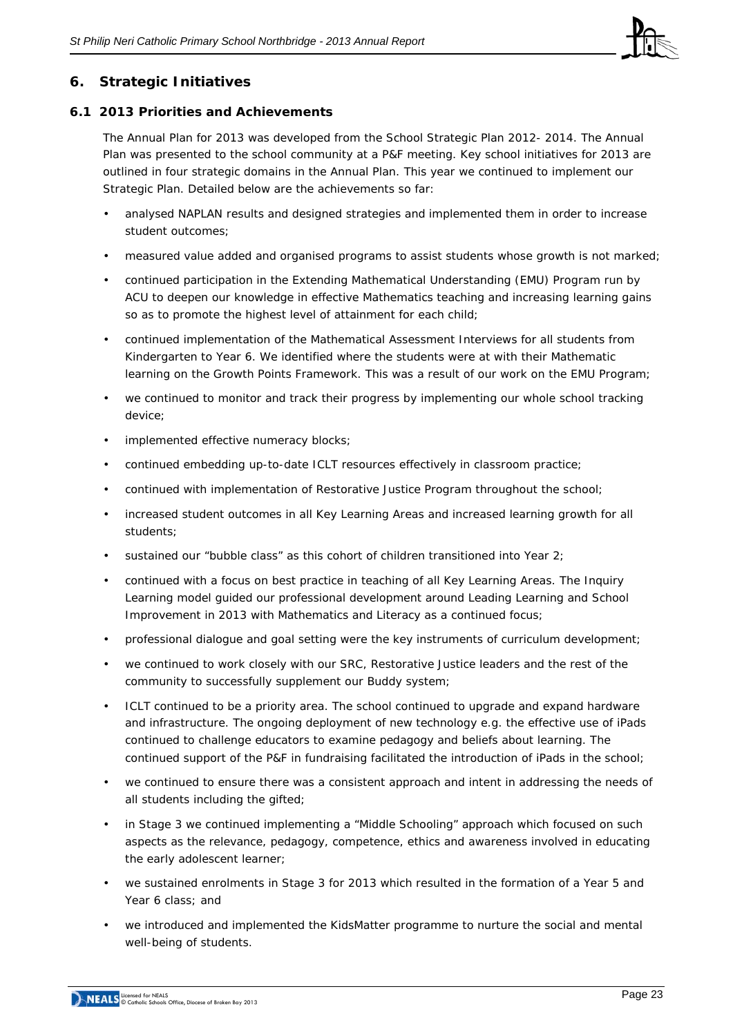## 6. Strategic Initiatives

### 6.1 2013 Priorities and Achievements

The Annual Plan for 2013 was developed from the School Strategic Plan 2012- 2014. The Annual Plan was presented to the school community at a P&F meeting. Key school initiatives for 2013 are outlined in four strategic domains in the Annual Plan. This year we continued to implement our Strategic Plan. Detailed below are the achievements so far:

- analysed NAPLAN results and designed strategies and implemented them in order to increase student outcomes;
- measured value added and organised programs to assist students whose growth is not marked;
- continued participation in the Extending Mathematical Understanding (EMU) Program run by ACU to deepen our knowledge in effective Mathematics teaching and increasing learning gains so as to promote the highest level of attainment for each child;
- continued implementation of the Mathematical Assessment Interviews for all students from Kindergarten to Year 6. We identified where the students were at with their Mathematic learning on the Growth Points Framework. This was a result of our work on the EMU Program;
- we continued to monitor and track their progress by implementing our whole school tracking device;
- implemented effective numeracy blocks;
- continued embedding up-to-date ICLT resources effectively in classroom practice;
- continued with implementation of Restorative Justice Program throughout the school;
- increased student outcomes in all Key Learning Areas and increased learning growth for all students;
- sustained our "bubble class" as this cohort of children transitioned into Year 2;
- continued with a focus on best practice in teaching of all Key Learning Areas. The Inquiry Learning model guided our professional development around Leading Learning and School Improvement in 2013 with Mathematics and Literacy as a continued focus;
- professional dialogue and goal setting were the key instruments of curriculum development;
- we continued to work closely with our SRC, Restorative Justice leaders and the rest of the community to successfully supplement our Buddy system;
- ICLT continued to be a priority area. The school continued to upgrade and expand hardware and infrastructure. The ongoing deployment of new technology e.g. the effective use of iPads continued to challenge educators to examine pedagogy and beliefs about learning. The continued support of the P&F in fundraising facilitated the introduction of iPads in the school;
- we continued to ensure there was a consistent approach and intent in addressing the needs of all students including the gifted;
- in Stage 3 we continued implementing a "Middle Schooling" approach which focused on such aspects as the relevance, pedagogy, competence, ethics and awareness involved in educating the early adolescent learner;
- we sustained enrolments in Stage 3 for 2013 which resulted in the formation of a Year 5 and Year 6 class; and
- we introduced and implemented the KidsMatter programme to nurture the social and mental well-being of students.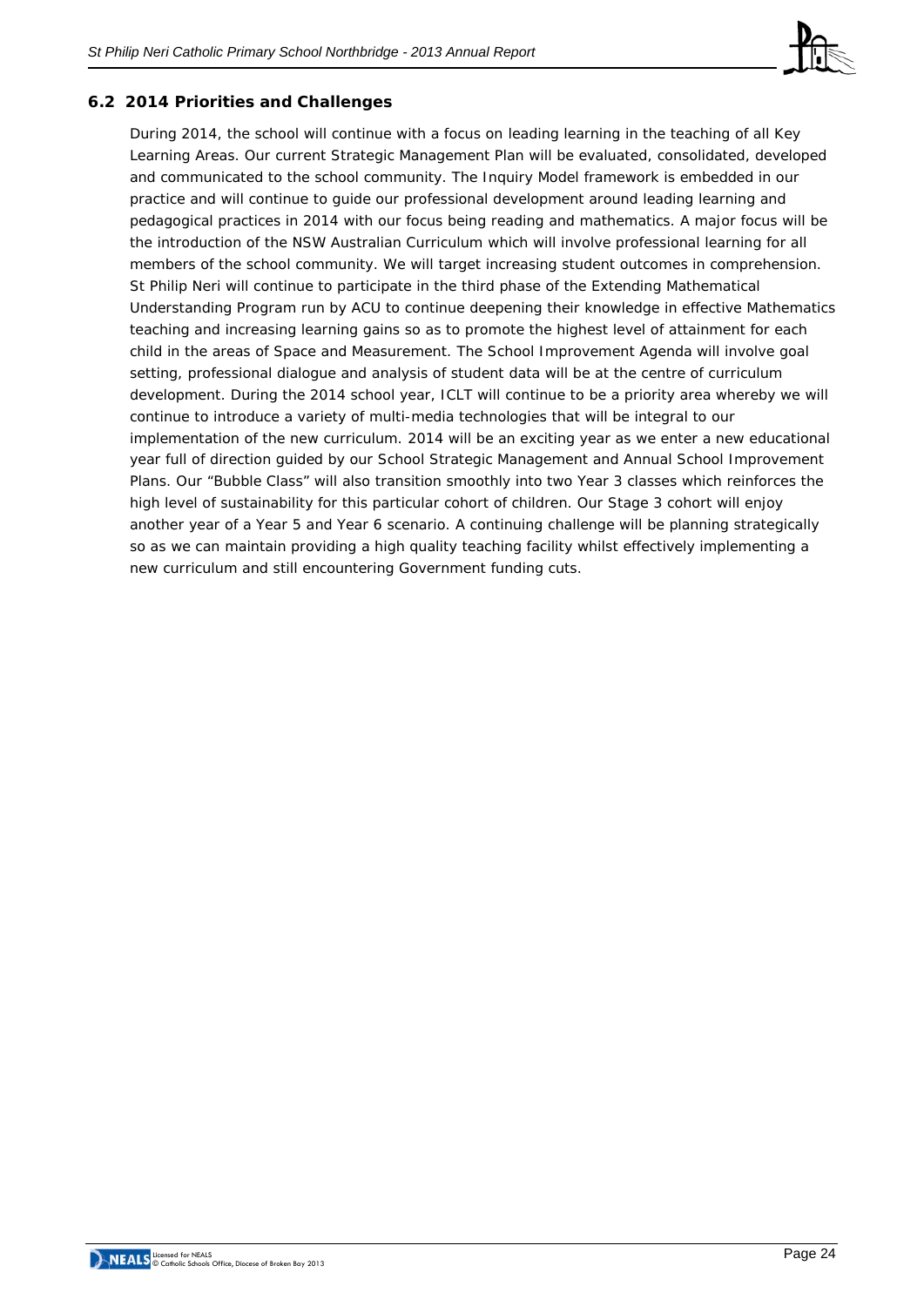### 6.2 2014 Priorities and Challenges

During 2014, the school will continue with a focus on leading learning in the teaching of all Key Learning Areas. Our current Strategic Management Plan will be evaluated, consolidated, developed and communicated to the school community. The Inquiry Model framework is embedded in our practice and will continue to guide our professional development around leading learning and pedagogical practices in 2014 with our focus being reading and mathematics. A major focus will be the introduction of the NSW Australian Curriculum which will involve professional learning for all members of the school community. We will target increasing student outcomes in comprehension. St Philip Neri will continue to participate in the third phase of the Extending Mathematical Understanding Program run by ACU to continue deepening their knowledge in effective Mathematics teaching and increasing learning gains so as to promote the highest level of attainment for each child in the areas of Space and Measurement. The School Improvement Agenda will involve goal setting, professional dialogue and analysis of student data will be at the centre of curriculum development. During the 2014 school year, ICLT will continue to be a priority area whereby we will continue to introduce a variety of multi-media technologies that will be integral to our implementation of the new curriculum. 2014 will be an exciting year as we enter a new educational year full of direction guided by our School Strategic Management and Annual School Improvement Plans. Our "Bubble Class" will also transition smoothly into two Year 3 classes which reinforces the high level of sustainability for this particular cohort of children. Our Stage 3 cohort will enjoy another year of a Year 5 and Year 6 scenario. A continuing challenge will be planning strategically so as we can maintain providing a high quality teaching facility whilst effectively implementing a new curriculum and still encountering Government funding cuts.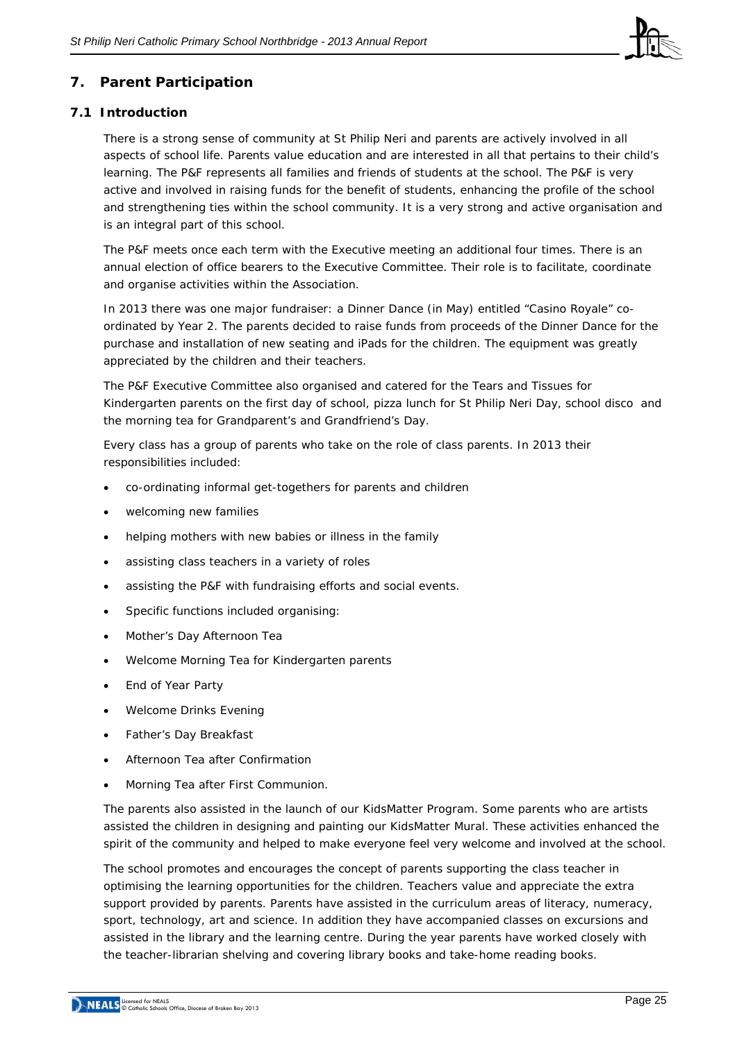## 7. Parent Participation

### 7.1 Introduction

There is a strong sense of community at St Philip Neri and parents are actively involved in all aspects of school life. Parents value education and are interested in all that pertains to their child's learning. The P&F represents all families and friends of students at the school. The P&F is very active and involved in raising funds for the benefit of students, enhancing the profile of the school and strengthening ties within the school community. It is a very strong and active organisation and is an integral part of this school.

The P&F meets once each term with the Executive meeting an additional four times. There is an annual election of office bearers to the Executive Committee. Their role is to facilitate, coordinate and organise activities within the Association.

In 2013 there was one major fundraiser: a Dinner Dance (in May) entitled "Casino Royale" co-ordinated by Year 2. The parents decided to raise funds from proceeds of the Dinner Dance for the purchase and installation of new seating and iPads for the children. The equipment was greatly appreciated by the children and their teachers.

The P&F Executive Committee also organised and catered for the Tears and Tissues for Kindergarten parents on the first day of school, pizza lunch for St Philip Neri Day, school disco and the morning tea for Grandparent's and Grandfriend's Day.

Every class has a group of parents who take on the role of class parents. In 2013 their responsibilities included:

- co-ordinating informal get-togethers for parents and children
- welcoming new families
- helping mothers with new babies or illness in the family
- assisting class teachers in a variety of roles
- assisting the P&F with fundraising efforts and social events.
- Specific functions included organising:
- Mother's Day Afternoon Tea
- Welcome Morning Tea for Kindergarten parents
- End of Year Party
- Welcome Drinks Evening
- Father's Day Breakfast
- Afternoon Tea after Confirmation
- Morning Tea after First Communion.

The parents also assisted in the launch of our KidsMatter Program. Some parents who are artists assisted the children in designing and painting our KidsMatter Mural. These activities enhanced the spirit of the community and helped to make everyone feel very welcome and involved at the school.

The school promotes and encourages the concept of parents supporting the class teacher in optimising the learning opportunities for the children. Teachers value and appreciate the extra support provided by parents. Parents have assisted in the curriculum areas of literacy, numeracy, sport, technology, art and science. In addition they have accompanied classes on excursions and assisted in the library and the learning centre. During the year parents have worked closely with the teacher-librarian shelving and covering library books and take-home reading books.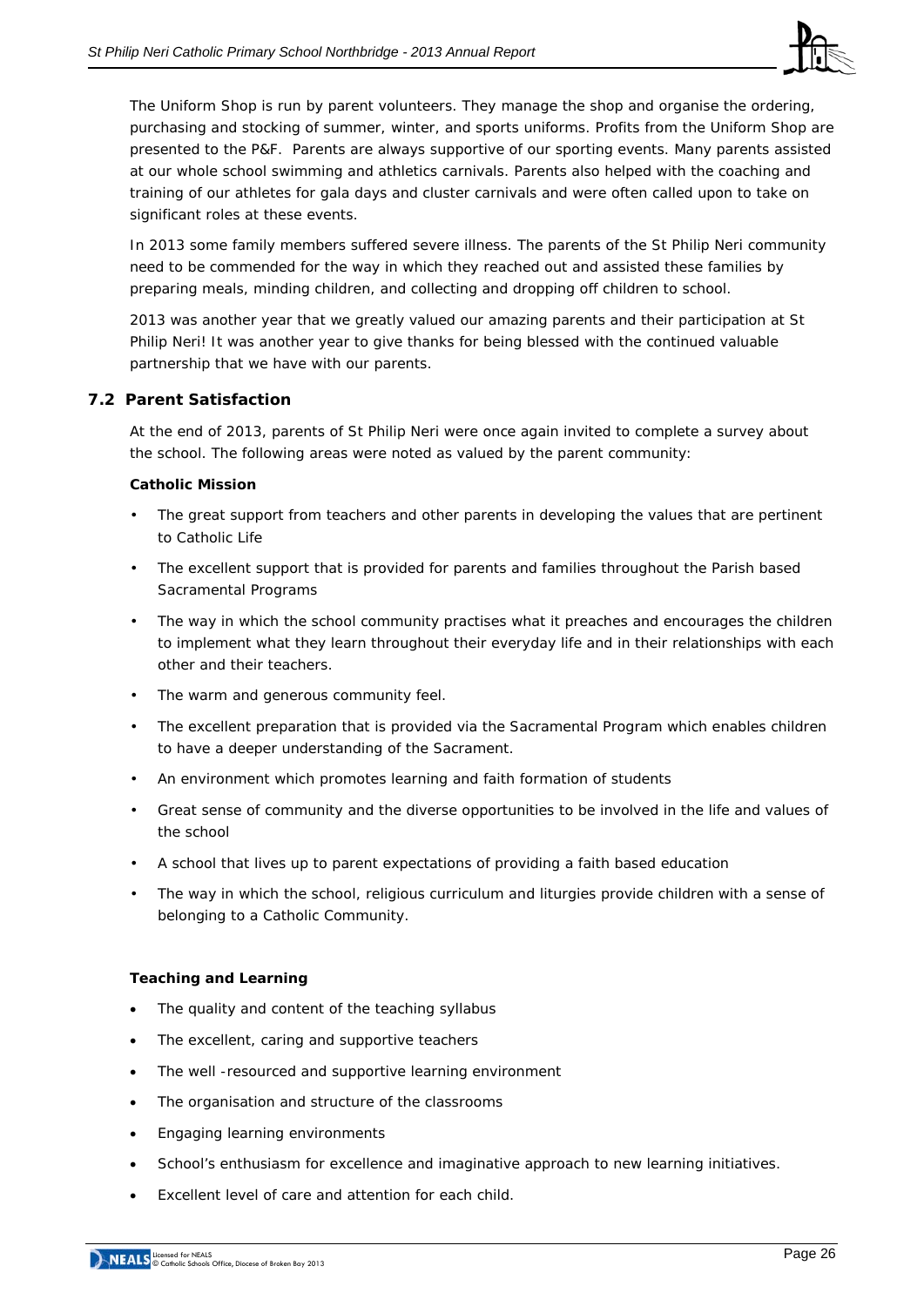The Uniform Shop is run by parent volunteers. They manage the shop and organise the ordering, purchasing and stocking of summer, winter, and sports uniforms. Profits from the Uniform Shop are presented to the P&F. Parents are always supportive of our sporting events. Many parents assisted at our whole school swimming and athletics carnivals. Parents also helped with the coaching and training of our athletes for gala days and cluster carnivals and were often called upon to take on significant roles at these events.

In 2013 some family members suffered severe illness. The parents of the St Philip Neri community need to be commended for the way in which they reached out and assisted these families by preparing meals, minding children, and collecting and dropping off children to school.

2013 was another year that we greatly valued our amazing parents and their participation at St Philip Neri! It was another year to give thanks for being blessed with the continued valuable partnership that we have with our parents.

## 7.2 Parent Satisfaction

At the end of 2013, parents of St Philip Neri were once again invited to complete a survey about the school. The following areas were noted as valued by the parent community:

**Catholic Mission**

- The great support from teachers and other parents in developing the values that are pertinent to Catholic Life
- The excellent support that is provided for parents and families throughout the Parish based Sacramental Programs
- The way in which the school community practises what it preaches and encourages the children to implement what they learn throughout their everyday life and in their relationships with each other and their teachers.
- The warm and generous community feel.
- The excellent preparation that is provided via the Sacramental Program which enables children to have a deeper understanding of the Sacrament.
- An environment which promotes learning and faith formation of students
- Great sense of community and the diverse opportunities to be involved in the life and values of the school
- A school that lives up to parent expectations of providing a faith based education
- The way in which the school, religious curriculum and liturgies provide children with a sense of belonging to a Catholic Community.

**Teaching and Learning**

- The quality and content of the teaching syllabus
- The excellent, caring and supportive teachers
- The well -resourced and supportive learning environment
- The organisation and structure of the classrooms
- Engaging learning environments
- School's enthusiasm for excellence and imaginative approach to new learning initiatives.
- Excellent level of care and attention for each child.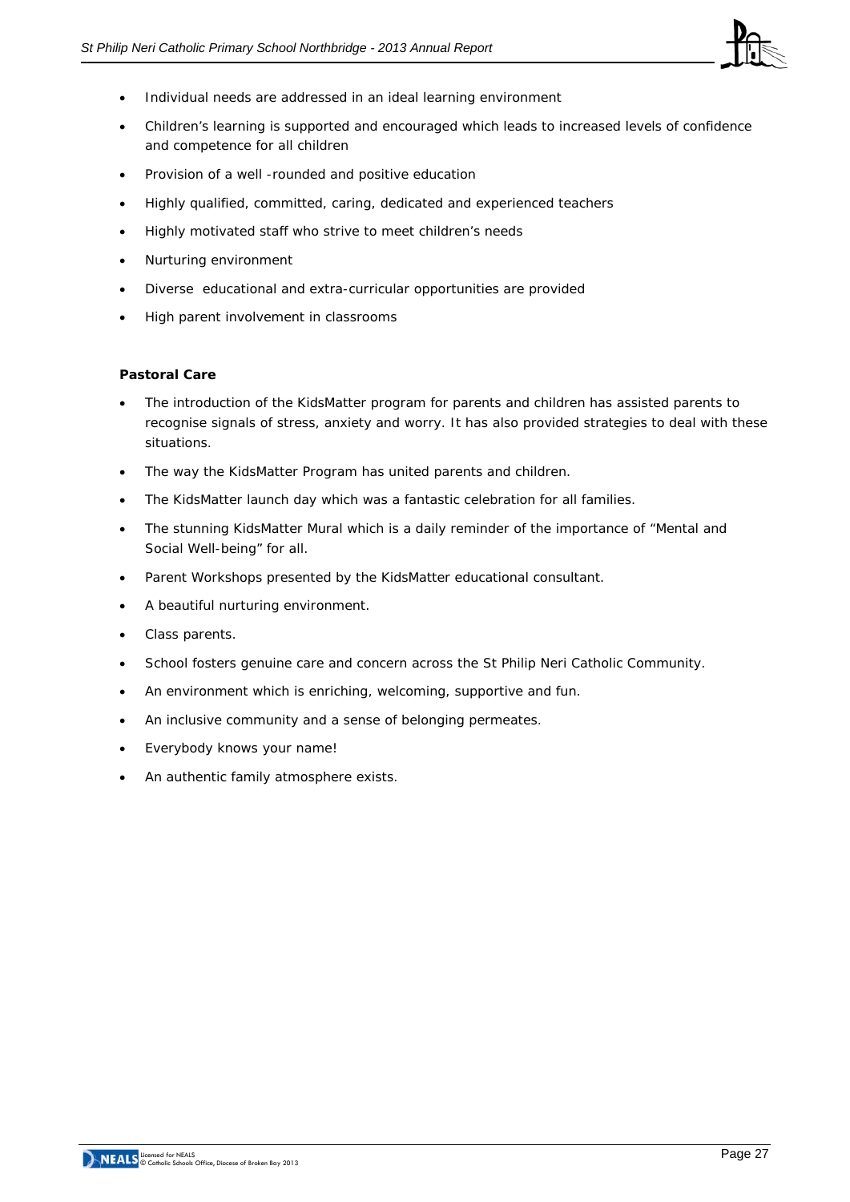- Individual needs are addressed in an ideal learning environment
- Children's learning is supported and encouraged which leads to increased levels of confidence and competence for all children
- Provision of a well -rounded and positive education
- Highly qualified, committed, caring, dedicated and experienced teachers
- Highly motivated staff who strive to meet children's needs
- Nurturing environment
- Diverse educational and extra-curricular opportunities are provided
- High parent involvement in classrooms

**Pastoral Care**

- The introduction of the KidsMatter program for parents and children has assisted parents to recognise signals of stress, anxiety and worry. It has also provided strategies to deal with these situations.
- The way the KidsMatter Program has united parents and children.
- The KidsMatter launch day which was a fantastic celebration for all families.
- The stunning KidsMatter Mural which is a daily reminder of the importance of "Mental and Social Well-being" for all.
- Parent Workshops presented by the KidsMatter educational consultant.
- A beautiful nurturing environment.
- Class parents.
- School fosters genuine care and concern across the St Philip Neri Catholic Community.
- An environment which is enriching, welcoming, supportive and fun.
- An inclusive community and a sense of belonging permeates.
- Everybody knows your name!
- An authentic family atmosphere exists.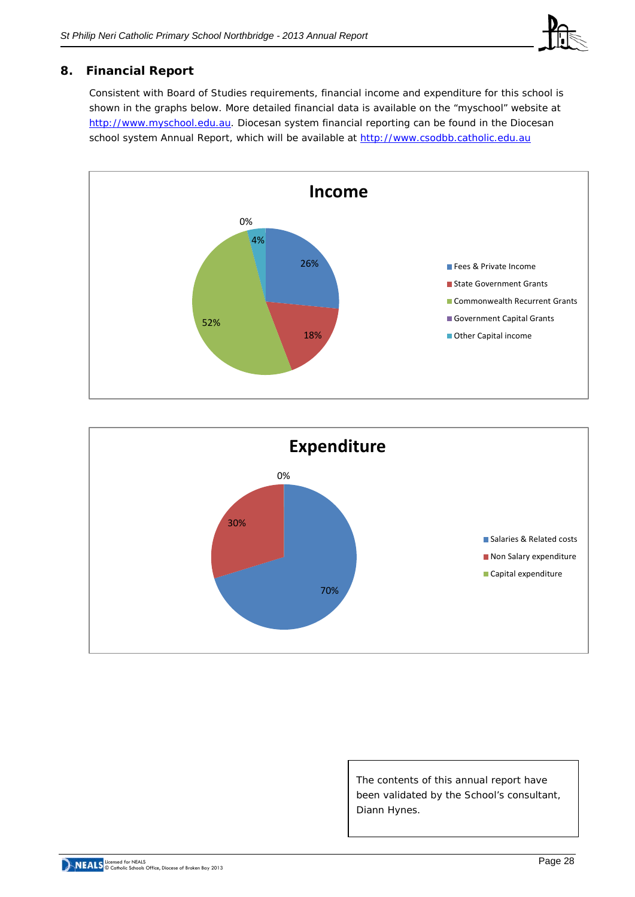## 8. Financial Report

Consistent with Board of Studies requirements, financial income and expenditure for this school is shown in the graphs below. More detailed financial data is available on the "myschool" website at http://www.myschool.edu.au. Diocesan system financial reporting can be found in the Diocesan school system Annual Report, which will be available at http://www.csodbb.catholic.edu.au

**Income**

0%
4%
26%
52%
18%

Fees & Private Income
State Government Grants
Commonwealth Recurrent Grants
Government Capital Grants
Other Capital income

**Expenditure**

0%
30%
70%

Salaries & Related costs
Non Salary expenditure
Capital expenditure

The contents of this annual report have been validated by the School's consultant, Diann Hynes.